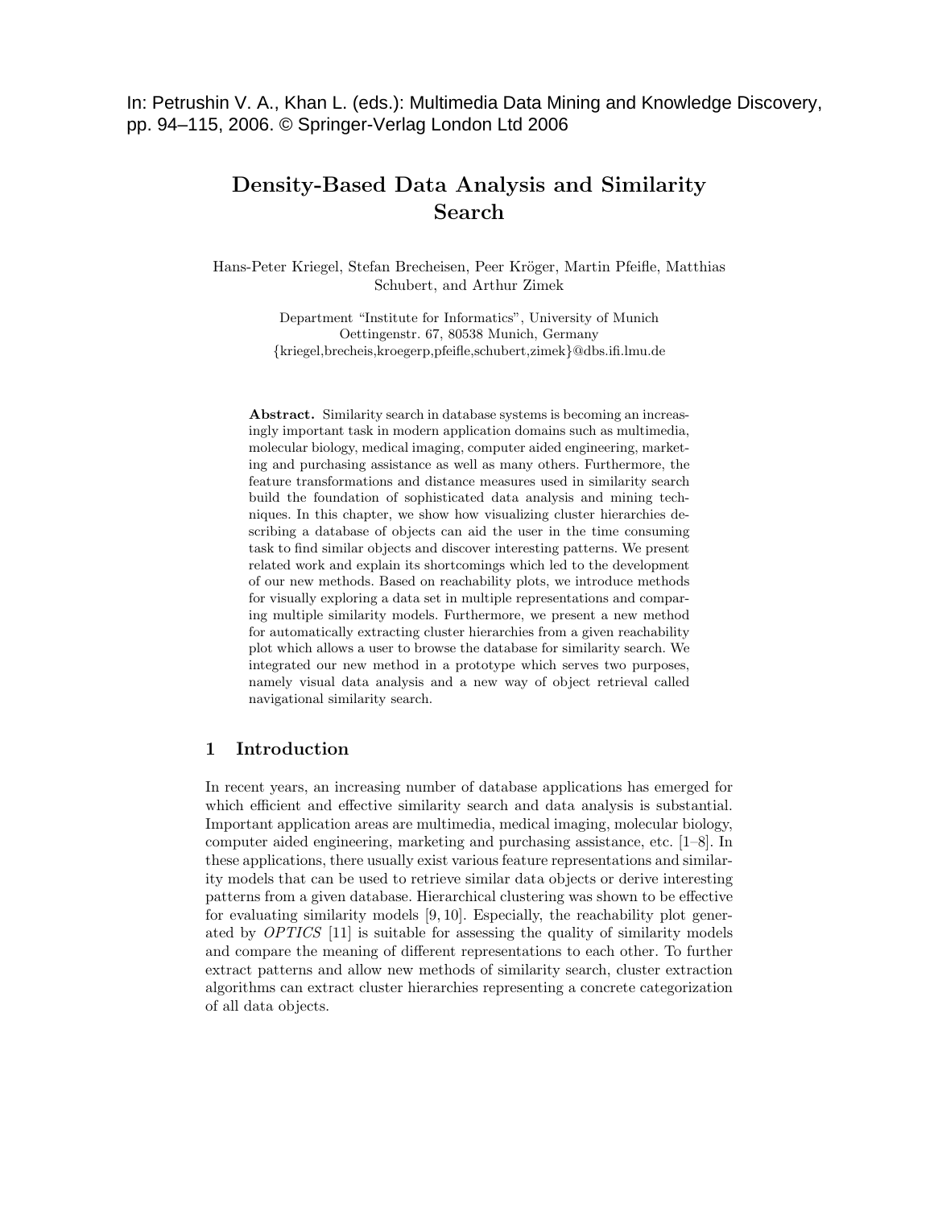In: Petrushin V. A., Khan L. (eds.): Multimedia Data Mining and Knowledge Discovery, pp. 94–115, 2006. © Springer-Verlag London Ltd 2006

# Density-Based Data Analysis and Similarity Search

Hans-Peter Kriegel, Stefan Brecheisen, Peer Kröger, Martin Pfeifle, Matthias Schubert, and Arthur Zimek

Department "Institute for Informatics", University of Munich
Oettingenstr. 67, 80538 Munich, Germany
{kriegel,brecheis,kroegerp,pfeifle,schubert,zimek}@dbs.ifi.lmu.de

**Abstract.** Similarity search in database systems is becoming an increasingly important task in modern application domains such as multimedia, molecular biology, medical imaging, computer aided engineering, marketing and purchasing assistance as well as many others. Furthermore, the feature transformations and distance measures used in similarity search build the foundation of sophisticated data analysis and mining techniques. In this chapter, we show how visualizing cluster hierarchies describing a database of objects can aid the user in the time consuming task to find similar objects and discover interesting patterns. We present related work and explain its shortcomings which led to the development of our new methods. Based on reachability plots, we introduce methods for visually exploring a data set in multiple representations and comparing multiple similarity models. Furthermore, we present a new method for automatically extracting cluster hierarchies from a given reachability plot which allows a user to browse the database for similarity search. We integrated our new method in a prototype which serves two purposes, namely visual data analysis and a new way of object retrieval called navigational similarity search.

## 1 Introduction

In recent years, an increasing number of database applications has emerged for which efficient and effective similarity search and data analysis is substantial. Important application areas are multimedia, medical imaging, molecular biology, computer aided engineering, marketing and purchasing assistance, etc. [1–8]. In these applications, there usually exist various feature representations and similarity models that can be used to retrieve similar data objects or derive interesting patterns from a given database. Hierarchical clustering was shown to be effective for evaluating similarity models [9, 10]. Especially, the reachability plot generated by *OPTICS* [11] is suitable for assessing the quality of similarity models and compare the meaning of different representations to each other. To further extract patterns and allow new methods of similarity search, cluster extraction algorithms can extract cluster hierarchies representing a concrete categorization of all data objects.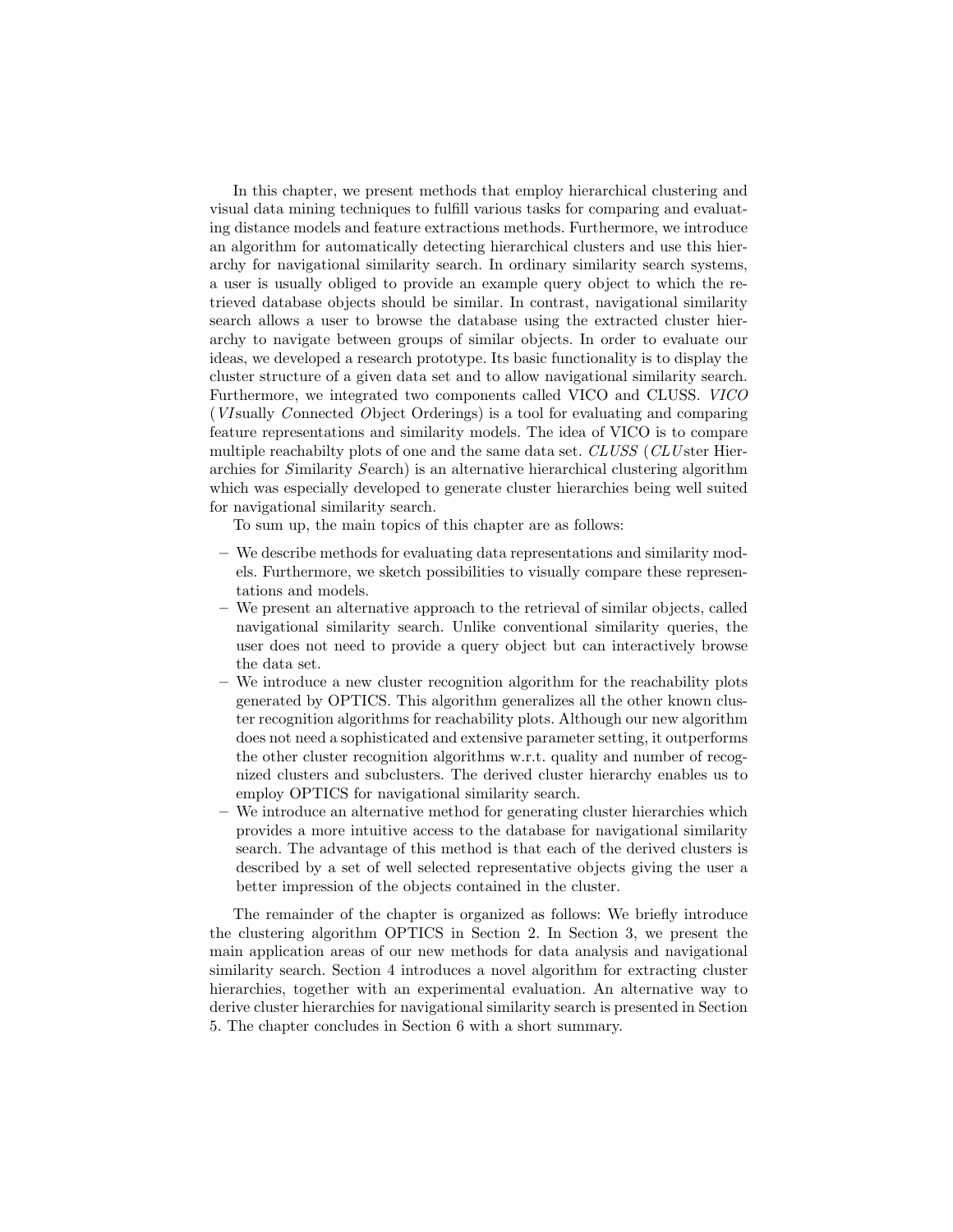In this chapter, we present methods that employ hierarchical clustering and visual data mining techniques to fulfill various tasks for comparing and evaluating distance models and feature extractions methods. Furthermore, we introduce an algorithm for automatically detecting hierarchical clusters and use this hierarchy for navigational similarity search. In ordinary similarity search systems, a user is usually obliged to provide an example query object to which the retrieved database objects should be similar. In contrast, navigational similarity search allows a user to browse the database using the extracted cluster hierarchy to navigate between groups of similar objects. In order to evaluate our ideas, we developed a research prototype. Its basic functionality is to display the cluster structure of a given data set and to allow navigational similarity search. Furthermore, we integrated two components called VICO and CLUSS. *VICO* (*VI*sually *C*onnected *O*bject Orderings) is a tool for evaluating and comparing feature representations and similarity models. The idea of VICO is to compare multiple reachabilty plots of one and the same data set. *CLUSS* (*CLU*ster Hierarchies for *S*imilarity *S*earch) is an alternative hierarchical clustering algorithm which was especially developed to generate cluster hierarchies being well suited for navigational similarity search.

To sum up, the main topics of this chapter are as follows:

- We describe methods for evaluating data representations and similarity models. Furthermore, we sketch possibilities to visually compare these representations and models.
- We present an alternative approach to the retrieval of similar objects, called navigational similarity search. Unlike conventional similarity queries, the user does not need to provide a query object but can interactively browse the data set.
- We introduce a new cluster recognition algorithm for the reachability plots generated by OPTICS. This algorithm generalizes all the other known cluster recognition algorithms for reachability plots. Although our new algorithm does not need a sophisticated and extensive parameter setting, it outperforms the other cluster recognition algorithms w.r.t. quality and number of recognized clusters and subclusters. The derived cluster hierarchy enables us to employ OPTICS for navigational similarity search.
- We introduce an alternative method for generating cluster hierarchies which provides a more intuitive access to the database for navigational similarity search. The advantage of this method is that each of the derived clusters is described by a set of well selected representative objects giving the user a better impression of the objects contained in the cluster.

The remainder of the chapter is organized as follows: We briefly introduce the clustering algorithm OPTICS in Section 2. In Section 3, we present the main application areas of our new methods for data analysis and navigational similarity search. Section 4 introduces a novel algorithm for extracting cluster hierarchies, together with an experimental evaluation. An alternative way to derive cluster hierarchies for navigational similarity search is presented in Section 5. The chapter concludes in Section 6 with a short summary.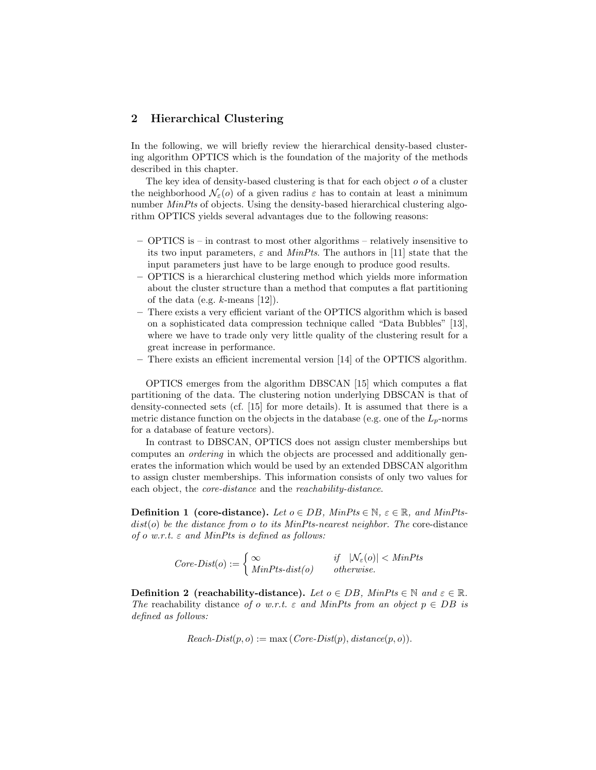## 2 Hierarchical Clustering

In the following, we will briefly review the hierarchical density-based clustering algorithm OPTICS which is the foundation of the majority of the methods described in this chapter.

The key idea of density-based clustering is that for each object $o$ of a cluster the neighborhood $\mathcal{N}_\varepsilon(o)$ of a given radius $\varepsilon$ has to contain at least a minimum number *MinPts* of objects. Using the density-based hierarchical clustering algorithm OPTICS yields several advantages due to the following reasons:

- OPTICS is – in contrast to most other algorithms – relatively insensitive to its two input parameters, $\varepsilon$ and *MinPts*. The authors in [11] state that the input parameters just have to be large enough to produce good results.
- OPTICS is a hierarchical clustering method which yields more information about the cluster structure than a method that computes a flat partitioning of the data (e.g. $k$-means [12]).
- There exists a very efficient variant of the OPTICS algorithm which is based on a sophisticated data compression technique called "Data Bubbles" [13], where we have to trade only very little quality of the clustering result for a great increase in performance.
- There exists an efficient incremental version [14] of the OPTICS algorithm.

OPTICS emerges from the algorithm DBSCAN [15] which computes a flat partitioning of the data. The clustering notion underlying DBSCAN is that of density-connected sets (cf. [15] for more details). It is assumed that there is a metric distance function on the objects in the database (e.g. one of the $L_p$-norms for a database of feature vectors).

In contrast to DBSCAN, OPTICS does not assign cluster memberships but computes an *ordering* in which the objects are processed and additionally generates the information which would be used by an extended DBSCAN algorithm to assign cluster memberships. This information consists of only two values for each object, the *core-distance* and the *reachability-distance*.

**Definition 1 (core-distance).** *Let $o \in DB$, $MinPts \in \mathbb{N}$, $\varepsilon \in \mathbb{R}$, and MinPts-dist($o$) be the distance from $o$ to its MinPts-nearest neighbor. The* core-distance *of $o$ w.r.t. $\varepsilon$ and MinPts is defined as follows:*

$$\textit{Core-Dist}(o) := \begin{cases} \infty & \text{if } \; |\mathcal{N}_\varepsilon(o)| < \textit{MinPts} \\ \textit{MinPts-dist}(o) & \text{otherwise.} \end{cases}$$

**Definition 2 (reachability-distance).** *Let $o \in DB$, $MinPts \in \mathbb{N}$ and $\varepsilon \in \mathbb{R}$. The* reachability distance *of $o$ w.r.t. $\varepsilon$ and MinPts from an object $p \in DB$ is defined as follows:*

$$\textit{Reach-Dist}(p, o) := \max\left(\textit{Core-Dist}(p), \textit{distance}(p, o)\right).$$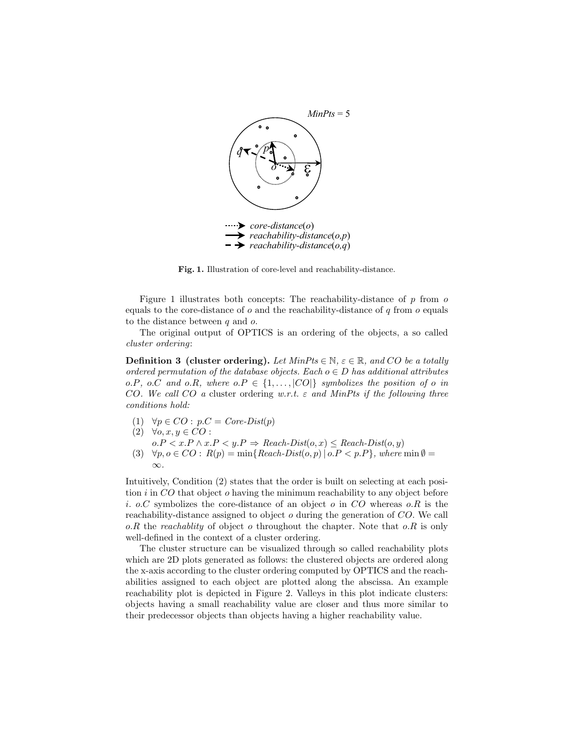Fig. 1. Illustration of core-level and reachability-distance.

Figure 1 illustrates both concepts: The reachability-distance of $p$ from $o$ equals to the core-distance of $o$ and the reachability-distance of $q$ from $o$ equals to the distance between $q$ and $o$.

The original output of OPTICS is an ordering of the objects, a so called *cluster ordering*:

**Definition 3 (cluster ordering).** *Let $MinPts \in \mathbb{N}$, $\varepsilon \in \mathbb{R}$, and $CO$ be a totally ordered permutation of the database objects. Each $o \in D$ has additional attributes $o.P$, $o.C$ and $o.R$, where $o.P \in \{1, \ldots, |CO|\}$ symbolizes the position of $o$ in $CO$. We call $CO$ a* cluster ordering *w.r.t. $\varepsilon$ and $MinPts$ if the following three conditions hold:*

(1) $\forall p \in CO : p.C = \mathit{Core\text{-}Dist}(p)$

(2) $\forall o, x, y \in CO :$
$o.P < x.P \wedge x.P < y.P \Rightarrow \mathit{Reach\text{-}Dist}(o, x) \leq \mathit{Reach\text{-}Dist}(o, y)$

(3) $\forall p, o \in CO : R(p) = \min\{\mathit{Reach\text{-}Dist}(o, p) \mid o.P < p.P\}$, *where* $\min \emptyset = \infty$.

Intuitively, Condition (2) states that the order is built on selecting at each position $i$ in $CO$ that object $o$ having the minimum reachability to any object before $i$. $o.C$ symbolizes the core-distance of an object $o$ in $CO$ whereas $o.R$ is the reachability-distance assigned to object $o$ during the generation of $CO$. We call $o.R$ the *reachablity* of object $o$ throughout the chapter. Note that $o.R$ is only well-defined in the context of a cluster ordering.

The cluster structure can be visualized through so called reachability plots which are 2D plots generated as follows: the clustered objects are ordered along the x-axis according to the cluster ordering computed by OPTICS and the reachabilities assigned to each object are plotted along the abscissa. An example reachability plot is depicted in Figure 2. Valleys in this plot indicate clusters: objects having a small reachability value are closer and thus more similar to their predecessor objects than objects having a higher reachability value.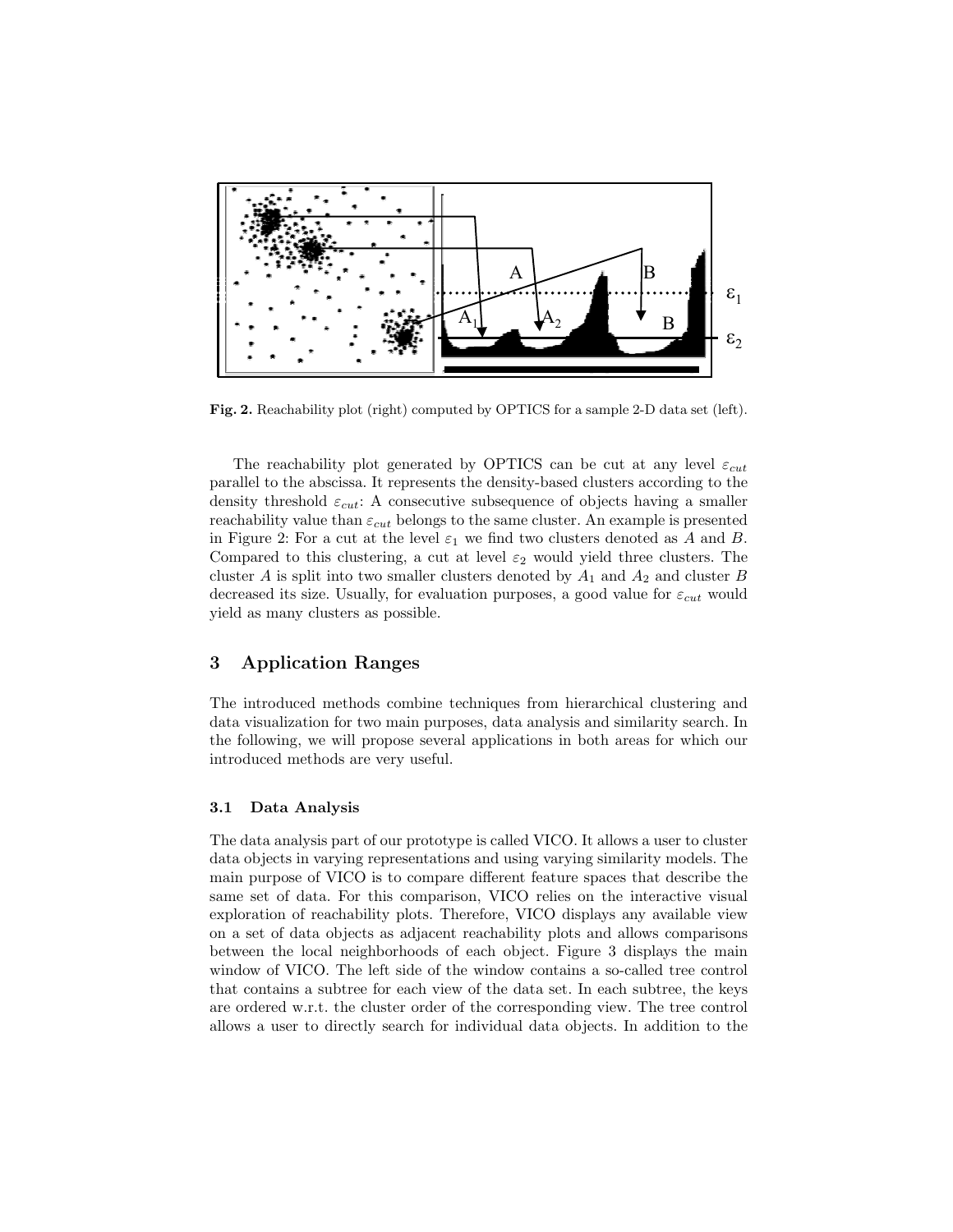**Fig. 2.** Reachability plot (right) computed by OPTICS for a sample 2-D data set (left).

The reachability plot generated by OPTICS can be cut at any level $\varepsilon_{cut}$ parallel to the abscissa. It represents the density-based clusters according to the density threshold $\varepsilon_{cut}$: A consecutive subsequence of objects having a smaller reachability value than $\varepsilon_{cut}$ belongs to the same cluster. An example is presented in Figure 2: For a cut at the level $\varepsilon_1$ we find two clusters denoted as $A$ and $B$. Compared to this clustering, a cut at level $\varepsilon_2$ would yield three clusters. The cluster $A$ is split into two smaller clusters denoted by $A_1$ and $A_2$ and cluster $B$ decreased its size. Usually, for evaluation purposes, a good value for $\varepsilon_{cut}$ would yield as many clusters as possible.

## 3 Application Ranges

The introduced methods combine techniques from hierarchical clustering and data visualization for two main purposes, data analysis and similarity search. In the following, we will propose several applications in both areas for which our introduced methods are very useful.

### 3.1 Data Analysis

The data analysis part of our prototype is called VICO. It allows a user to cluster data objects in varying representations and using varying similarity models. The main purpose of VICO is to compare different feature spaces that describe the same set of data. For this comparison, VICO relies on the interactive visual exploration of reachability plots. Therefore, VICO displays any available view on a set of data objects as adjacent reachability plots and allows comparisons between the local neighborhoods of each object. Figure 3 displays the main window of VICO. The left side of the window contains a so-called tree control that contains a subtree for each view of the data set. In each subtree, the keys are ordered w.r.t. the cluster order of the corresponding view. The tree control allows a user to directly search for individual data objects. In addition to the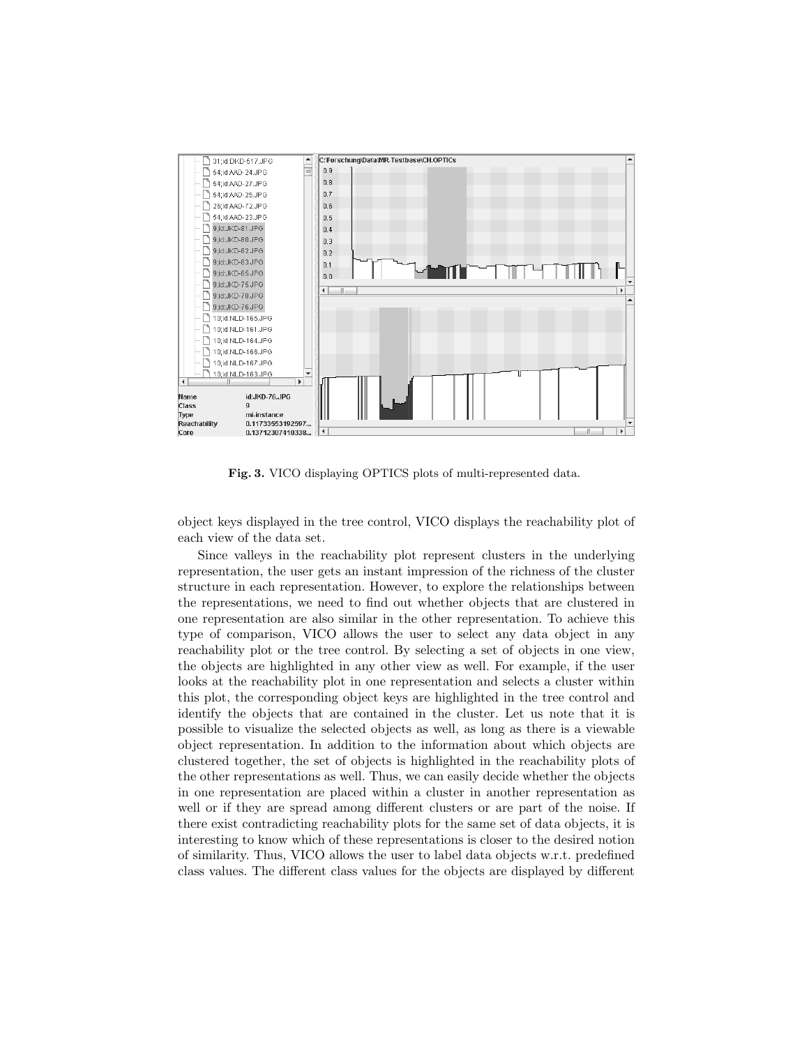Fig. 3. VICO displaying OPTICS plots of multi-represented data.

object keys displayed in the tree control, VICO displays the reachability plot of each view of the data set.

Since valleys in the reachability plot represent clusters in the underlying representation, the user gets an instant impression of the richness of the cluster structure in each representation. However, to explore the relationships between the representations, we need to find out whether objects that are clustered in one representation are also similar in the other representation. To achieve this type of comparison, VICO allows the user to select any data object in any reachability plot or the tree control. By selecting a set of objects in one view, the objects are highlighted in any other view as well. For example, if the user looks at the reachability plot in one representation and selects a cluster within this plot, the corresponding object keys are highlighted in the tree control and identify the objects that are contained in the cluster. Let us note that it is possible to visualize the selected objects as well, as long as there is a viewable object representation. In addition to the information about which objects are clustered together, the set of objects is highlighted in the reachability plots of the other representations as well. Thus, we can easily decide whether the objects in one representation are placed within a cluster in another representation as well or if they are spread among different clusters or are part of the noise. If there exist contradicting reachability plots for the same set of data objects, it is interesting to know which of these representations is closer to the desired notion of similarity. Thus, VICO allows the user to label data objects w.r.t. predefined class values. The different class values for the objects are displayed by different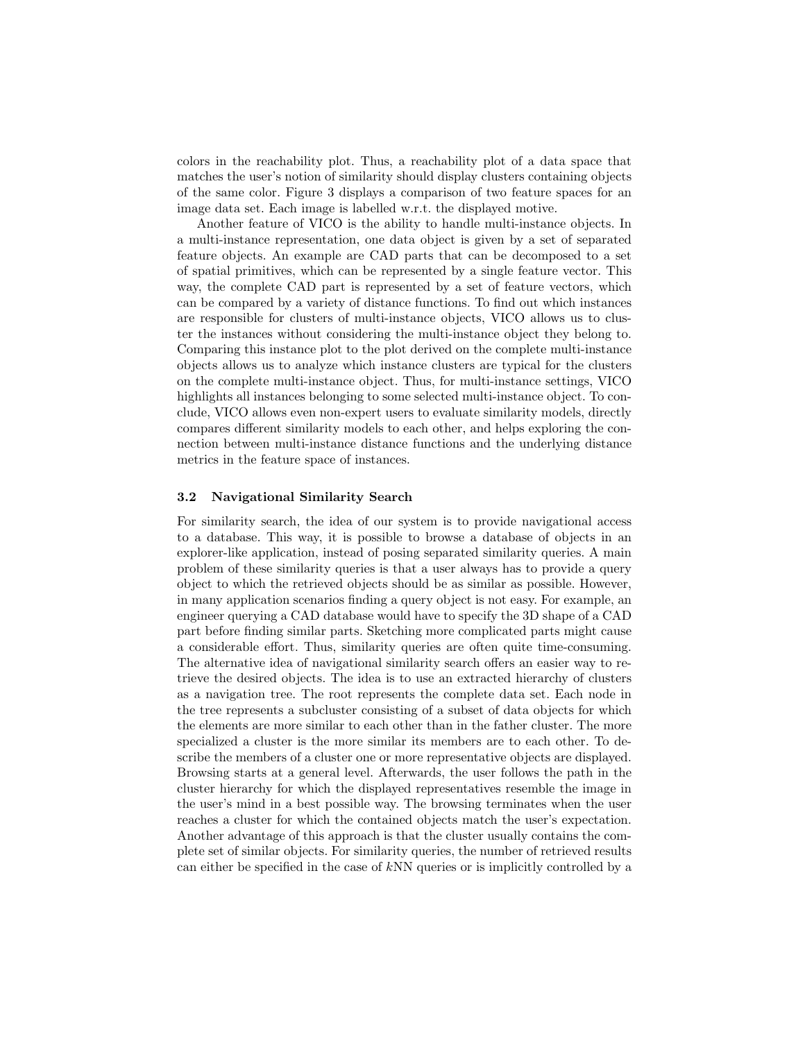colors in the reachability plot. Thus, a reachability plot of a data space that matches the user's notion of similarity should display clusters containing objects of the same color. Figure 3 displays a comparison of two feature spaces for an image data set. Each image is labelled w.r.t. the displayed motive.

Another feature of VICO is the ability to handle multi-instance objects. In a multi-instance representation, one data object is given by a set of separated feature objects. An example are CAD parts that can be decomposed to a set of spatial primitives, which can be represented by a single feature vector. This way, the complete CAD part is represented by a set of feature vectors, which can be compared by a variety of distance functions. To find out which instances are responsible for clusters of multi-instance objects, VICO allows us to cluster the instances without considering the multi-instance object they belong to. Comparing this instance plot to the plot derived on the complete multi-instance objects allows us to analyze which instance clusters are typical for the clusters on the complete multi-instance object. Thus, for multi-instance settings, VICO highlights all instances belonging to some selected multi-instance object. To conclude, VICO allows even non-expert users to evaluate similarity models, directly compares different similarity models to each other, and helps exploring the connection between multi-instance distance functions and the underlying distance metrics in the feature space of instances.

### 3.2 Navigational Similarity Search

For similarity search, the idea of our system is to provide navigational access to a database. This way, it is possible to browse a database of objects in an explorer-like application, instead of posing separated similarity queries. A main problem of these similarity queries is that a user always has to provide a query object to which the retrieved objects should be as similar as possible. However, in many application scenarios finding a query object is not easy. For example, an engineer querying a CAD database would have to specify the 3D shape of a CAD part before finding similar parts. Sketching more complicated parts might cause a considerable effort. Thus, similarity queries are often quite time-consuming. The alternative idea of navigational similarity search offers an easier way to retrieve the desired objects. The idea is to use an extracted hierarchy of clusters as a navigation tree. The root represents the complete data set. Each node in the tree represents a subcluster consisting of a subset of data objects for which the elements are more similar to each other than in the father cluster. The more specialized a cluster is the more similar its members are to each other. To describe the members of a cluster one or more representative objects are displayed. Browsing starts at a general level. Afterwards, the user follows the path in the cluster hierarchy for which the displayed representatives resemble the image in the user's mind in a best possible way. The browsing terminates when the user reaches a cluster for which the contained objects match the user's expectation. Another advantage of this approach is that the cluster usually contains the complete set of similar objects. For similarity queries, the number of retrieved results can either be specified in the case of $k$NN queries or is implicitly controlled by a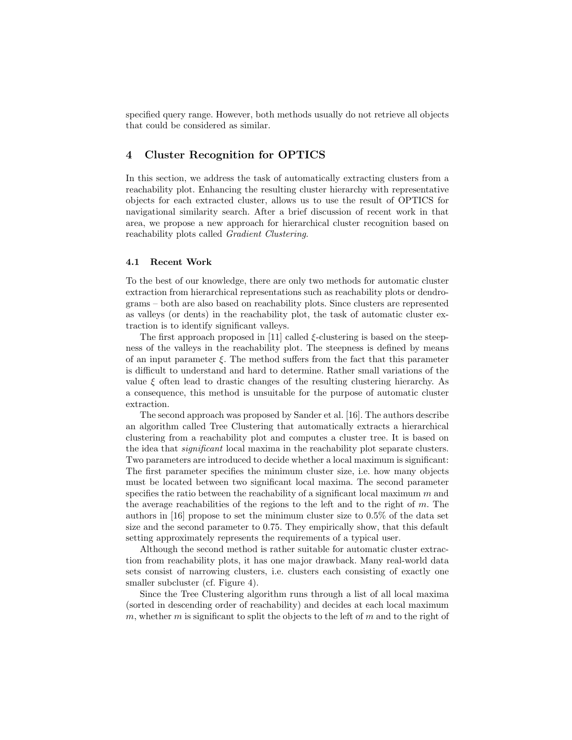specified query range. However, both methods usually do not retrieve all objects that could be considered as similar.

## 4 Cluster Recognition for OPTICS

In this section, we address the task of automatically extracting clusters from a reachability plot. Enhancing the resulting cluster hierarchy with representative objects for each extracted cluster, allows us to use the result of OPTICS for navigational similarity search. After a brief discussion of recent work in that area, we propose a new approach for hierarchical cluster recognition based on reachability plots called *Gradient Clustering*.

### 4.1 Recent Work

To the best of our knowledge, there are only two methods for automatic cluster extraction from hierarchical representations such as reachability plots or dendrograms – both are also based on reachability plots. Since clusters are represented as valleys (or dents) in the reachability plot, the task of automatic cluster extraction is to identify significant valleys.

The first approach proposed in [11] called $\xi$-clustering is based on the steepness of the valleys in the reachability plot. The steepness is defined by means of an input parameter $\xi$. The method suffers from the fact that this parameter is difficult to understand and hard to determine. Rather small variations of the value $\xi$ often lead to drastic changes of the resulting clustering hierarchy. As a consequence, this method is unsuitable for the purpose of automatic cluster extraction.

The second approach was proposed by Sander et al. [16]. The authors describe an algorithm called Tree Clustering that automatically extracts a hierarchical clustering from a reachability plot and computes a cluster tree. It is based on the idea that *significant* local maxima in the reachability plot separate clusters. Two parameters are introduced to decide whether a local maximum is significant: The first parameter specifies the minimum cluster size, i.e. how many objects must be located between two significant local maxima. The second parameter specifies the ratio between the reachability of a significant local maximum $m$ and the average reachabilities of the regions to the left and to the right of $m$. The authors in [16] propose to set the minimum cluster size to 0.5% of the data set size and the second parameter to 0.75. They empirically show, that this default setting approximately represents the requirements of a typical user.

Although the second method is rather suitable for automatic cluster extraction from reachability plots, it has one major drawback. Many real-world data sets consist of narrowing clusters, i.e. clusters each consisting of exactly one smaller subcluster (cf. Figure 4).

Since the Tree Clustering algorithm runs through a list of all local maxima (sorted in descending order of reachability) and decides at each local maximum $m$, whether $m$ is significant to split the objects to the left of $m$ and to the right of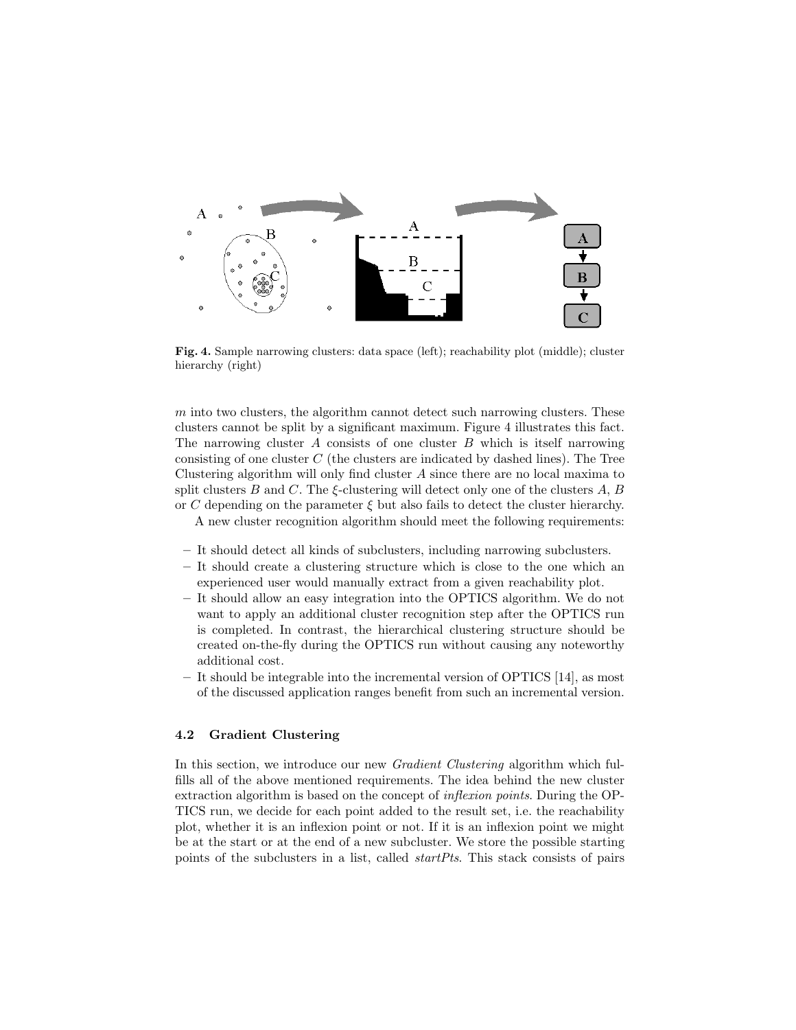**Fig. 4.** Sample narrowing clusters: data space (left); reachability plot (middle); cluster hierarchy (right)

$m$ into two clusters, the algorithm cannot detect such narrowing clusters. These clusters cannot be split by a significant maximum. Figure 4 illustrates this fact. The narrowing cluster $A$ consists of one cluster $B$ which is itself narrowing consisting of one cluster $C$ (the clusters are indicated by dashed lines). The Tree Clustering algorithm will only find cluster $A$ since there are no local maxima to split clusters $B$ and $C$. The $\xi$-clustering will detect only one of the clusters $A$, $B$ or $C$ depending on the parameter $\xi$ but also fails to detect the cluster hierarchy.

A new cluster recognition algorithm should meet the following requirements:

- It should detect all kinds of subclusters, including narrowing subclusters.
- It should create a clustering structure which is close to the one which an experienced user would manually extract from a given reachability plot.
- It should allow an easy integration into the OPTICS algorithm. We do not want to apply an additional cluster recognition step after the OPTICS run is completed. In contrast, the hierarchical clustering structure should be created on-the-fly during the OPTICS run without causing any noteworthy additional cost.
- It should be integrable into the incremental version of OPTICS [14], as most of the discussed application ranges benefit from such an incremental version.

### 4.2 Gradient Clustering

In this section, we introduce our new *Gradient Clustering* algorithm which fulfills all of the above mentioned requirements. The idea behind the new cluster extraction algorithm is based on the concept of *inflexion points*. During the OPTICS run, we decide for each point added to the result set, i.e. the reachability plot, whether it is an inflexion point or not. If it is an inflexion point we might be at the start or at the end of a new subcluster. We store the possible starting points of the subclusters in a list, called *startPts*. This stack consists of pairs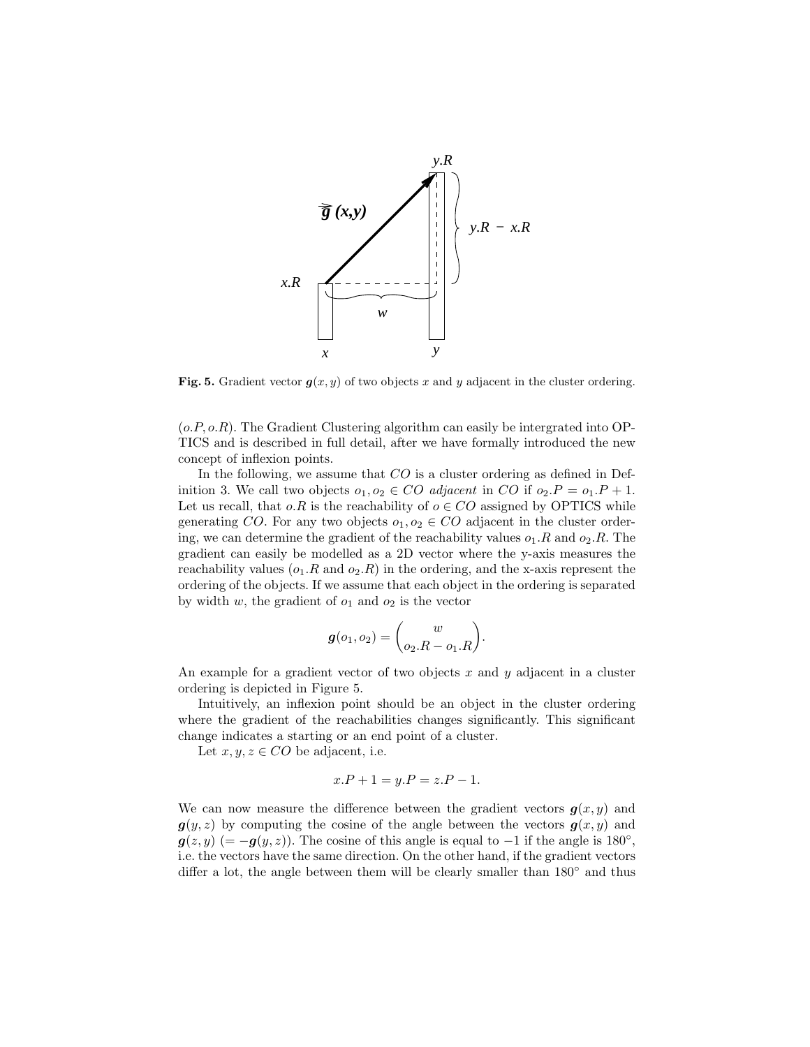**Fig. 5.** Gradient vector $\boldsymbol{g}(x, y)$ of two objects $x$ and $y$ adjacent in the cluster ordering.

$(o.P, o.R)$. The Gradient Clustering algorithm can easily be intergrated into OPTICS and is described in full detail, after we have formally introduced the new concept of inflexion points.

In the following, we assume that $CO$ is a cluster ordering as defined in Definition 3. We call two objects $o_1, o_2 \in CO$ *adjacent* in $CO$ if $o_2.P = o_1.P + 1$. Let us recall, that $o.R$ is the reachability of $o \in CO$ assigned by OPTICS while generating $CO$. For any two objects $o_1, o_2 \in CO$ adjacent in the cluster ordering, we can determine the gradient of the reachability values $o_1.R$ and $o_2.R$. The gradient can easily be modelled as a 2D vector where the y-axis measures the reachability values ($o_1.R$ and $o_2.R$) in the ordering, and the x-axis represent the ordering of the objects. If we assume that each object in the ordering is separated by width $w$, the gradient of $o_1$ and $o_2$ is the vector

$$\boldsymbol{g}(o_1, o_2) = \begin{pmatrix} w \\ o_2.R - o_1.R \end{pmatrix}.$$

An example for a gradient vector of two objects $x$ and $y$ adjacent in a cluster ordering is depicted in Figure 5.

Intuitively, an inflexion point should be an object in the cluster ordering where the gradient of the reachabilities changes significantly. This significant change indicates a starting or an end point of a cluster.

Let $x, y, z \in CO$ be adjacent, i.e.

$$x.P + 1 = y.P = z.P - 1.$$

We can now measure the difference between the gradient vectors $\boldsymbol{g}(x, y)$ and $\boldsymbol{g}(y, z)$ by computing the cosine of the angle between the vectors $\boldsymbol{g}(x, y)$ and $\boldsymbol{g}(z, y)$ $(= -\boldsymbol{g}(y, z))$. The cosine of this angle is equal to $-1$ if the angle is $180°$, i.e. the vectors have the same direction. On the other hand, if the gradient vectors differ a lot, the angle between them will be clearly smaller than $180°$ and thus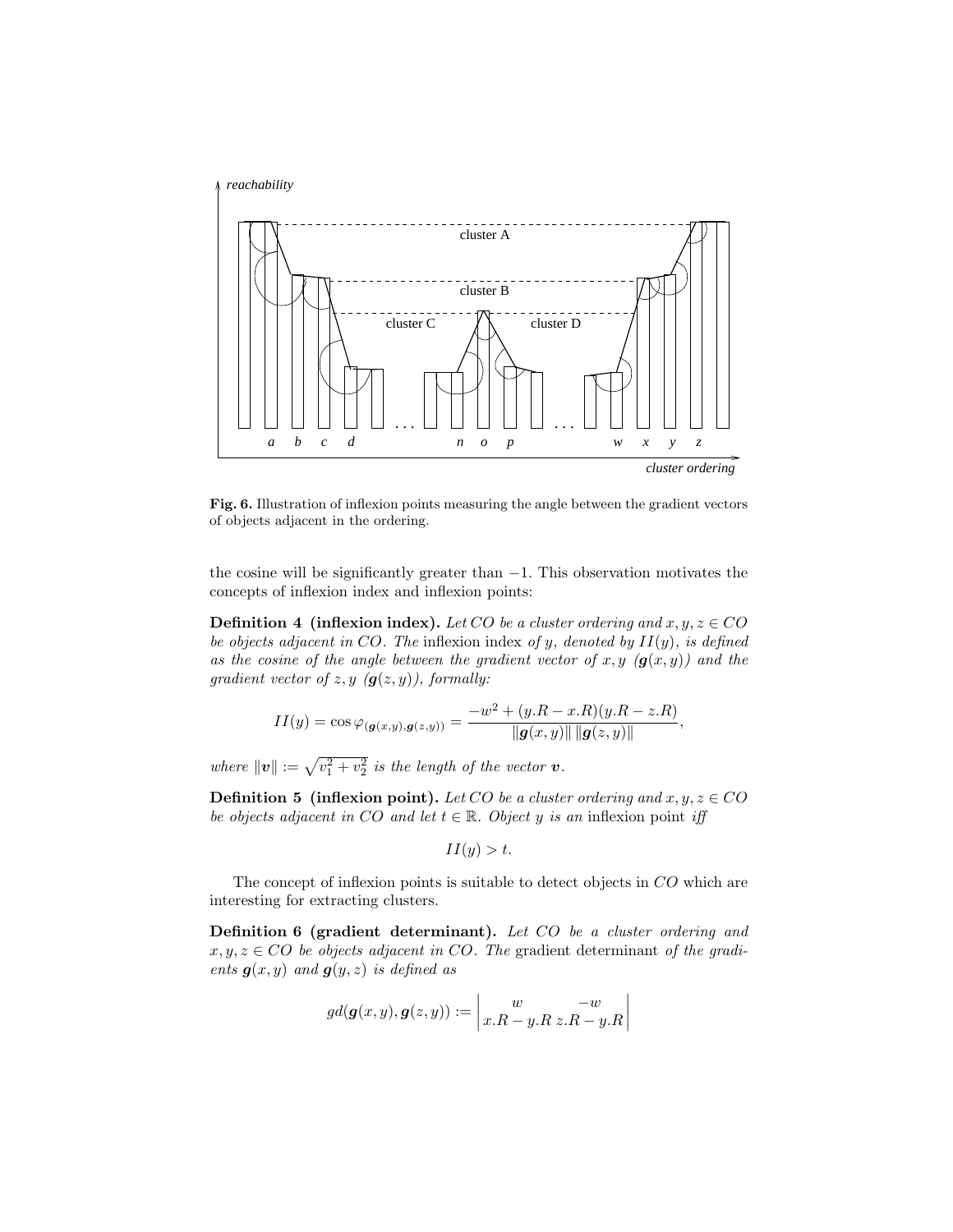Fig. 6. Illustration of inflexion points measuring the angle between the gradient vectors of objects adjacent in the ordering.

the cosine will be significantly greater than $-1$. This observation motivates the concepts of inflexion index and inflexion points:

**Definition 4 (inflexion index).** *Let $CO$ be a cluster ordering and $x, y, z \in CO$ be objects adjacent in $CO$. The* inflexion index *of $y$, denoted by $II(y)$, is defined as the cosine of the angle between the gradient vector of $x, y$ ($\boldsymbol{g}(x, y)$) and the gradient vector of $z, y$ ($\boldsymbol{g}(z, y)$), formally:*

$$II(y) = \cos \varphi_{(\boldsymbol{g}(x,y),\boldsymbol{g}(z,y))} = \frac{-w^2 + (y.R - x.R)(y.R - z.R)}{\|\boldsymbol{g}(x, y)\| \, \|\boldsymbol{g}(z, y)\|},$$

*where $\|\boldsymbol{v}\| := \sqrt{v_1^2 + v_2^2}$ is the length of the vector $\boldsymbol{v}$.*

**Definition 5 (inflexion point).** *Let $CO$ be a cluster ordering and $x, y, z \in CO$ be objects adjacent in $CO$ and let $t \in \mathbb{R}$. Object $y$ is an* inflexion point *iff*

$$II(y) > t.$$

The concept of inflexion points is suitable to detect objects in $CO$ which are interesting for extracting clusters.

**Definition 6 (gradient determinant).** *Let $CO$ be a cluster ordering and $x, y, z \in CO$ be objects adjacent in $CO$. The* gradient determinant *of the gradients $\boldsymbol{g}(x, y)$ and $\boldsymbol{g}(y, z)$ is defined as*

$$gd(\boldsymbol{g}(x, y), \boldsymbol{g}(z, y)) := \begin{vmatrix} w & -w \\ x.R - y.R & z.R - y.R \end{vmatrix}$$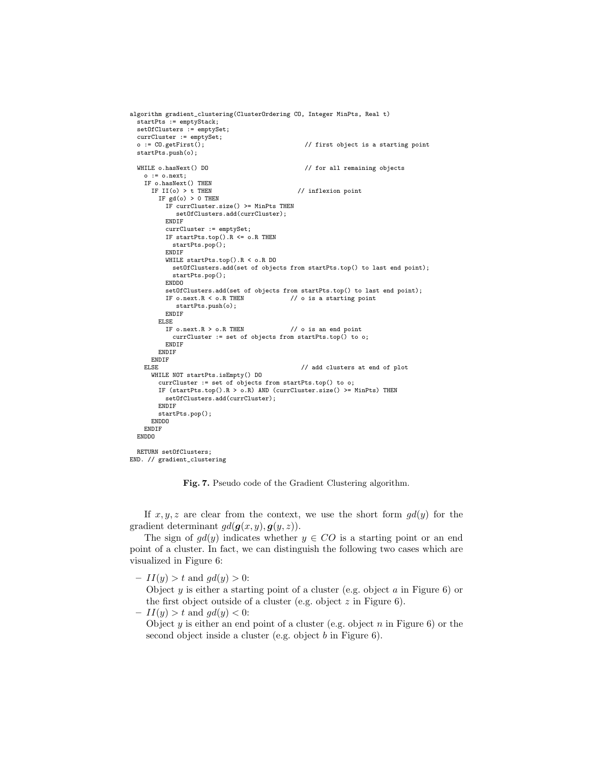```
algorithm gradient_clustering(ClusterOrdering CO, Integer MinPts, Real t)
  startPts := emptyStack;
  setOfClusters := emptySet;
  currCluster := emptySet;
  o := CO.getFirst();                              // first object is a starting point
  startPts.push(o);

  WHILE o.hasNext() DO                             // for all remaining objects
    o := o.next;
    IF o.hasNext() THEN
      IF II(o) > t THEN                          // inflexion point
        IF gd(o) > 0 THEN
          IF currCluster.size() >= MinPts THEN
             setOfClusters.add(currCluster);
          ENDIF
          currCluster := emptySet;
          IF startPts.top().R <= o.R THEN
            startPts.pop();
          ENDIF
          WHILE startPts.top().R < o.R DO
            setOfClusters.add(set of objects from startPts.top() to last end point);
            startPts.pop();
          ENDDO
          setOfClusters.add(set of objects from startPts.top() to last end point);
          IF o.next.R < o.R THEN             // o is a starting point
             startPts.push(o);
          ENDIF
        ELSE
          IF o.next.R > o.R THEN             // o is an end point
            currCluster := set of objects from startPts.top() to o;
          ENDIF
        ENDIF
      ENDIF
    ELSE                                       // add clusters at end of plot
      WHILE NOT startPts.isEmpty() DO
        currCluster := set of objects from startPts.top() to o;
        IF (startPts.top().R > o.R) AND (currCluster.size() >= MinPts) THEN
          setOfClusters.add(currCluster);
        ENDIF
        startPts.pop();
      ENDDO
    ENDIF
  ENDDO

  RETURN setOfClusters;
END. // gradient_clustering
```

**Fig. 7.** Pseudo code of the Gradient Clustering algorithm.

If $x, y, z$ are clear from the context, we use the short form $gd(y)$ for the gradient determinant $gd(\boldsymbol{g}(x, y), \boldsymbol{g}(y, z))$.

The sign of $gd(y)$ indicates whether $y \in CO$ is a starting point or an end point of a cluster. In fact, we can distinguish the following two cases which are visualized in Figure 6:

- $II(y) > t$ and $gd(y) > 0$:
  Object $y$ is either a starting point of a cluster (e.g. object $a$ in Figure 6) or the first object outside of a cluster (e.g. object $z$ in Figure 6).
- $II(y) > t$ and $gd(y) < 0$:
  Object $y$ is either an end point of a cluster (e.g. object $n$ in Figure 6) or the second object inside a cluster (e.g. object $b$ in Figure 6).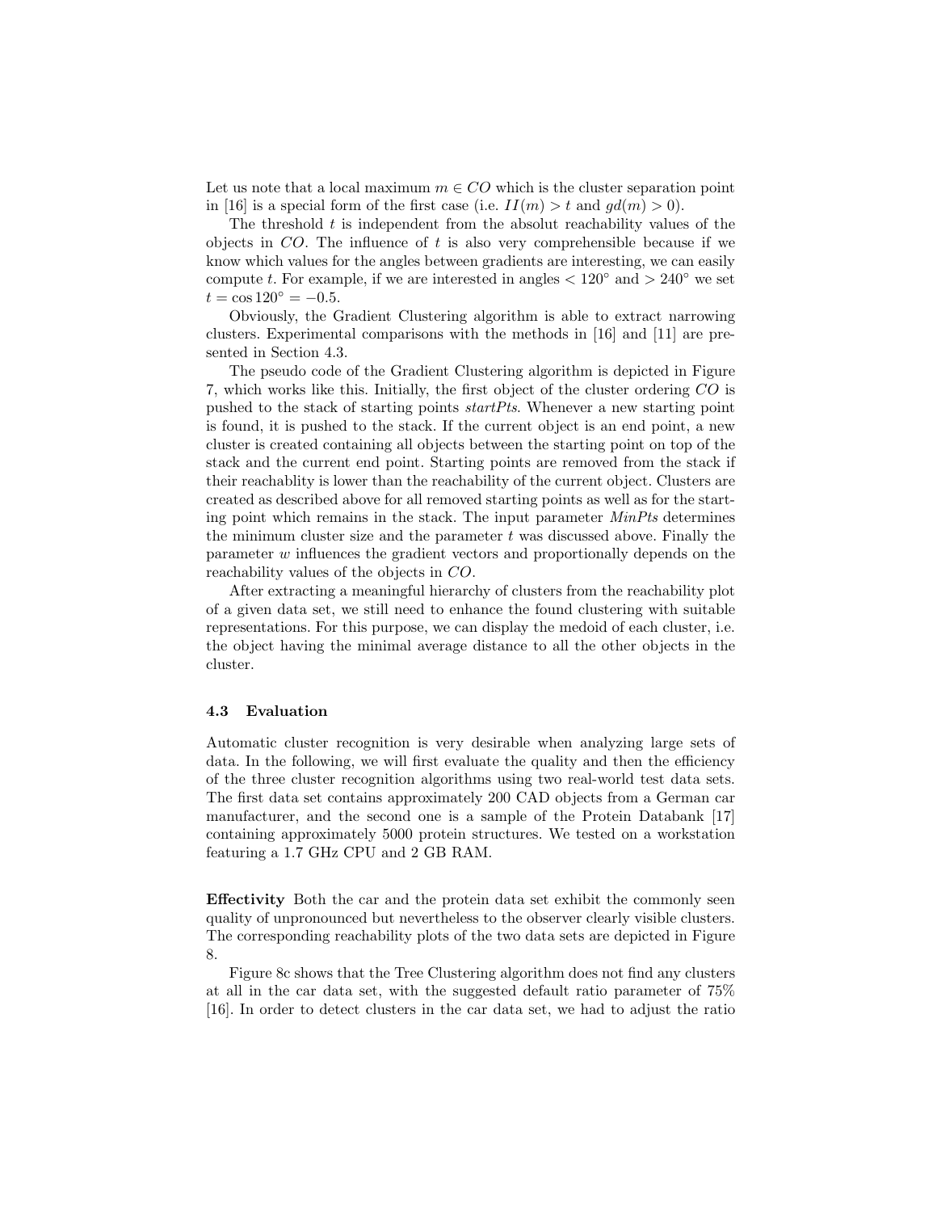Let us note that a local maximum $m \in CO$ which is the cluster separation point in [16] is a special form of the first case (i.e. $II(m) > t$ and $gd(m) > 0$).

The threshold $t$ is independent from the absolut reachability values of the objects in $CO$. The influence of $t$ is also very comprehensible because if we know which values for the angles between gradients are interesting, we can easily compute $t$. For example, if we are interested in angles $< 120^\circ$ and $> 240^\circ$ we set $t = \cos 120^\circ = -0.5$.

Obviously, the Gradient Clustering algorithm is able to extract narrowing clusters. Experimental comparisons with the methods in [16] and [11] are presented in Section 4.3.

The pseudo code of the Gradient Clustering algorithm is depicted in Figure 7, which works like this. Initially, the first object of the cluster ordering $CO$ is pushed to the stack of starting points *startPts*. Whenever a new starting point is found, it is pushed to the stack. If the current object is an end point, a new cluster is created containing all objects between the starting point on top of the stack and the current end point. Starting points are removed from the stack if their reachablity is lower than the reachability of the current object. Clusters are created as described above for all removed starting points as well as for the starting point which remains in the stack. The input parameter *MinPts* determines the minimum cluster size and the parameter $t$ was discussed above. Finally the parameter $w$ influences the gradient vectors and proportionally depends on the reachability values of the objects in $CO$.

After extracting a meaningful hierarchy of clusters from the reachability plot of a given data set, we still need to enhance the found clustering with suitable representations. For this purpose, we can display the medoid of each cluster, i.e. the object having the minimal average distance to all the other objects in the cluster.

### 4.3 Evaluation

Automatic cluster recognition is very desirable when analyzing large sets of data. In the following, we will first evaluate the quality and then the efficiency of the three cluster recognition algorithms using two real-world test data sets. The first data set contains approximately 200 CAD objects from a German car manufacturer, and the second one is a sample of the Protein Databank [17] containing approximately 5000 protein structures. We tested on a workstation featuring a 1.7 GHz CPU and 2 GB RAM.

**Effectivity** Both the car and the protein data set exhibit the commonly seen quality of unpronounced but nevertheless to the observer clearly visible clusters. The corresponding reachability plots of the two data sets are depicted in Figure 8.

Figure 8c shows that the Tree Clustering algorithm does not find any clusters at all in the car data set, with the suggested default ratio parameter of 75% [16]. In order to detect clusters in the car data set, we had to adjust the ratio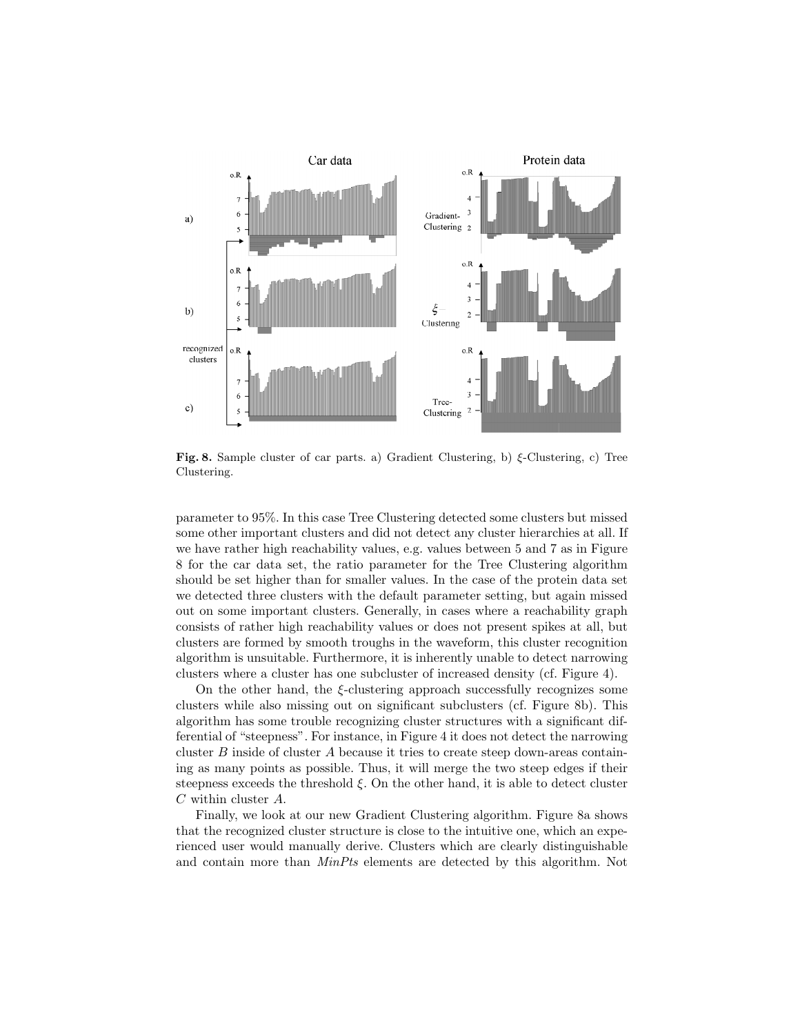Fig. 8. Sample cluster of car parts. a) Gradient Clustering, b) $\xi$-Clustering, c) Tree Clustering.

parameter to 95%. In this case Tree Clustering detected some clusters but missed some other important clusters and did not detect any cluster hierarchies at all. If we have rather high reachability values, e.g. values between 5 and 7 as in Figure 8 for the car data set, the ratio parameter for the Tree Clustering algorithm should be set higher than for smaller values. In the case of the protein data set we detected three clusters with the default parameter setting, but again missed out on some important clusters. Generally, in cases where a reachability graph consists of rather high reachability values or does not present spikes at all, but clusters are formed by smooth troughs in the waveform, this cluster recognition algorithm is unsuitable. Furthermore, it is inherently unable to detect narrowing clusters where a cluster has one subcluster of increased density (cf. Figure 4).

On the other hand, the $\xi$-clustering approach successfully recognizes some clusters while also missing out on significant subclusters (cf. Figure 8b). This algorithm has some trouble recognizing cluster structures with a significant differential of "steepness". For instance, in Figure 4 it does not detect the narrowing cluster $B$ inside of cluster $A$ because it tries to create steep down-areas containing as many points as possible. Thus, it will merge the two steep edges if their steepness exceeds the threshold $\xi$. On the other hand, it is able to detect cluster $C$ within cluster $A$.

Finally, we look at our new Gradient Clustering algorithm. Figure 8a shows that the recognized cluster structure is close to the intuitive one, which an experienced user would manually derive. Clusters which are clearly distinguishable and contain more than *MinPts* elements are detected by this algorithm. Not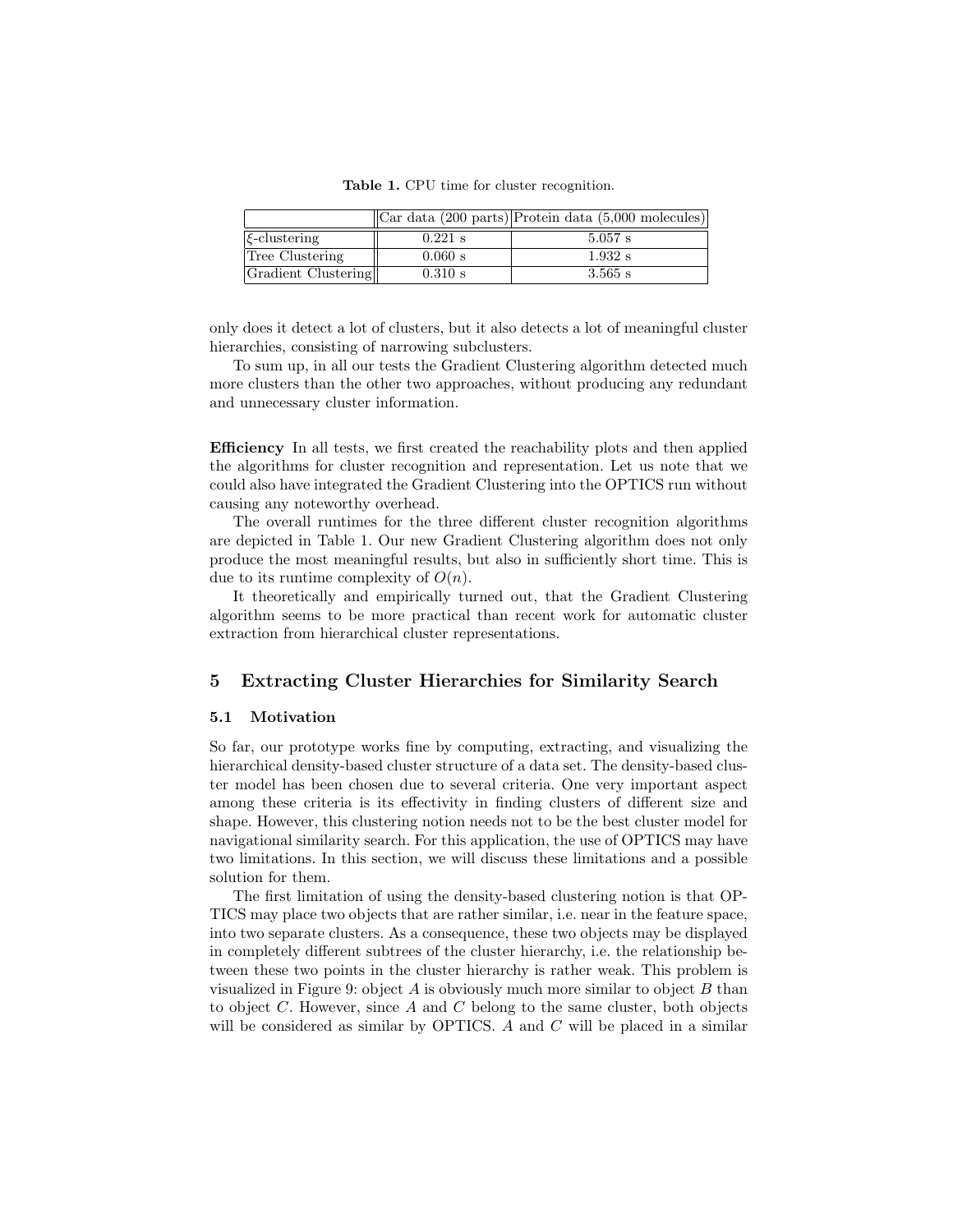**Table 1.** CPU time for cluster recognition.

| | Car data (200 parts) | Protein data (5,000 molecules) |
|---|---|---|
| $\xi$-clustering | 0.221 s | 5.057 s |
| Tree Clustering | 0.060 s | 1.932 s |
| Gradient Clustering | 0.310 s | 3.565 s |

only does it detect a lot of clusters, but it also detects a lot of meaningful cluster hierarchies, consisting of narrowing subclusters.

To sum up, in all our tests the Gradient Clustering algorithm detected much more clusters than the other two approaches, without producing any redundant and unnecessary cluster information.

**Efficiency** In all tests, we first created the reachability plots and then applied the algorithms for cluster recognition and representation. Let us note that we could also have integrated the Gradient Clustering into the OPTICS run without causing any noteworthy overhead.

The overall runtimes for the three different cluster recognition algorithms are depicted in Table 1. Our new Gradient Clustering algorithm does not only produce the most meaningful results, but also in sufficiently short time. This is due to its runtime complexity of $O(n)$.

It theoretically and empirically turned out, that the Gradient Clustering algorithm seems to be more practical than recent work for automatic cluster extraction from hierarchical cluster representations.

## 5 Extracting Cluster Hierarchies for Similarity Search

### 5.1 Motivation

So far, our prototype works fine by computing, extracting, and visualizing the hierarchical density-based cluster structure of a data set. The density-based cluster model has been chosen due to several criteria. One very important aspect among these criteria is its effectivity in finding clusters of different size and shape. However, this clustering notion needs not to be the best cluster model for navigational similarity search. For this application, the use of OPTICS may have two limitations. In this section, we will discuss these limitations and a possible solution for them.

The first limitation of using the density-based clustering notion is that OPTICS may place two objects that are rather similar, i.e. near in the feature space, into two separate clusters. As a consequence, these two objects may be displayed in completely different subtrees of the cluster hierarchy, i.e. the relationship between these two points in the cluster hierarchy is rather weak. This problem is visualized in Figure 9: object $A$ is obviously much more similar to object $B$ than to object $C$. However, since $A$ and $C$ belong to the same cluster, both objects will be considered as similar by OPTICS. $A$ and $C$ will be placed in a similar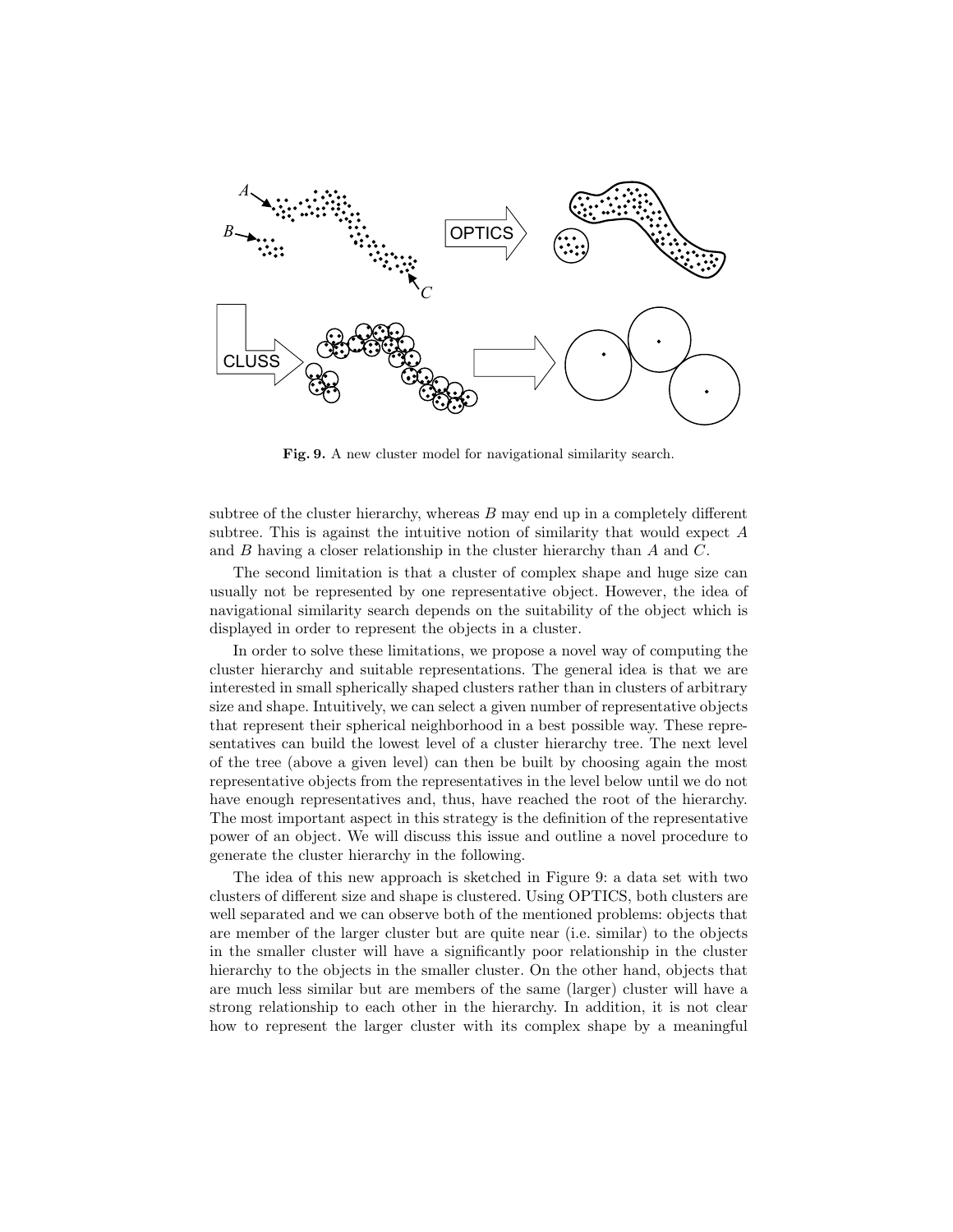Fig. 9. A new cluster model for navigational similarity search.

subtree of the cluster hierarchy, whereas $B$ may end up in a completely different subtree. This is against the intuitive notion of similarity that would expect $A$ and $B$ having a closer relationship in the cluster hierarchy than $A$ and $C$.

The second limitation is that a cluster of complex shape and huge size can usually not be represented by one representative object. However, the idea of navigational similarity search depends on the suitability of the object which is displayed in order to represent the objects in a cluster.

In order to solve these limitations, we propose a novel way of computing the cluster hierarchy and suitable representations. The general idea is that we are interested in small spherically shaped clusters rather than in clusters of arbitrary size and shape. Intuitively, we can select a given number of representative objects that represent their spherical neighborhood in a best possible way. These representatives can build the lowest level of a cluster hierarchy tree. The next level of the tree (above a given level) can then be built by choosing again the most representative objects from the representatives in the level below until we do not have enough representatives and, thus, have reached the root of the hierarchy. The most important aspect in this strategy is the definition of the representative power of an object. We will discuss this issue and outline a novel procedure to generate the cluster hierarchy in the following.

The idea of this new approach is sketched in Figure 9: a data set with two clusters of different size and shape is clustered. Using OPTICS, both clusters are well separated and we can observe both of the mentioned problems: objects that are member of the larger cluster but are quite near (i.e. similar) to the objects in the smaller cluster will have a significantly poor relationship in the cluster hierarchy to the objects in the smaller cluster. On the other hand, objects that are much less similar but are members of the same (larger) cluster will have a strong relationship to each other in the hierarchy. In addition, it is not clear how to represent the larger cluster with its complex shape by a meaningful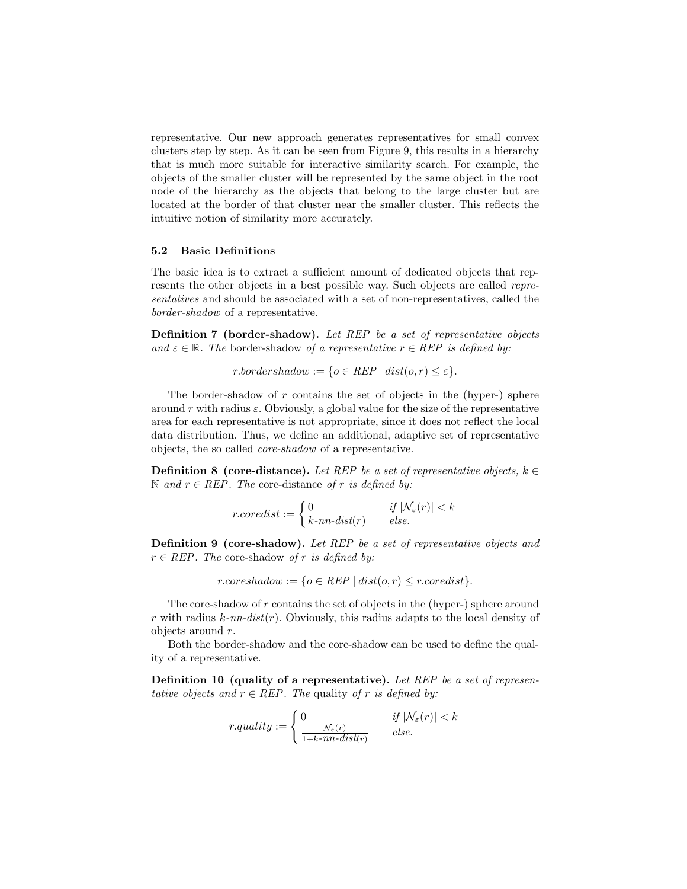representative. Our new approach generates representatives for small convex clusters step by step. As it can be seen from Figure 9, this results in a hierarchy that is much more suitable for interactive similarity search. For example, the objects of the smaller cluster will be represented by the same object in the root node of the hierarchy as the objects that belong to the large cluster but are located at the border of that cluster near the smaller cluster. This reflects the intuitive notion of similarity more accurately.

### 5.2 Basic Definitions

The basic idea is to extract a sufficient amount of dedicated objects that represents the other objects in a best possible way. Such objects are called *representatives* and should be associated with a set of non-representatives, called the *border-shadow* of a representative.

**Definition 7 (border-shadow).** *Let REP be a set of representative objects and $\varepsilon \in \mathbb{R}$. The* border-shadow *of a representative $r \in REP$ is defined by:*

$$r.bordershadow := \{o \in REP \mid dist(o, r) \leq \varepsilon\}.$$

The border-shadow of $r$ contains the set of objects in the (hyper-) sphere around $r$ with radius $\varepsilon$. Obviously, a global value for the size of the representative area for each representative is not appropriate, since it does not reflect the local data distribution. Thus, we define an additional, adaptive set of representative objects, the so called *core-shadow* of a representative.

**Definition 8 (core-distance).** *Let REP be a set of representative objects, $k \in \mathbb{N}$ and $r \in REP$. The* core-distance *of $r$ is defined by:*

$$r.coredist := \begin{cases} 0 & \text{if } |\mathcal{N}_\varepsilon(r)| < k \\ k\text{-}nn\text{-}dist(r) & \text{else.} \end{cases}$$

**Definition 9 (core-shadow).** *Let REP be a set of representative objects and $r \in REP$. The* core-shadow *of $r$ is defined by:*

$$r.coreshadow := \{o \in REP \mid dist(o, r) \leq r.coredist\}.$$

The core-shadow of $r$ contains the set of objects in the (hyper-) sphere around $r$ with radius $k$-$nn$-$dist(r)$. Obviously, this radius adapts to the local density of objects around $r$.

Both the border-shadow and the core-shadow can be used to define the quality of a representative.

**Definition 10 (quality of a representative).** *Let REP be a set of representative objects and $r \in REP$. The* quality *of $r$ is defined by:*

$$r.quality := \begin{cases} 0 & \text{if } |\mathcal{N}_\varepsilon(r)| < k \\ \frac{\mathcal{N}_\varepsilon(r)}{1+k\text{-}nn\text{-}dist(r)} & \text{else.} \end{cases}$$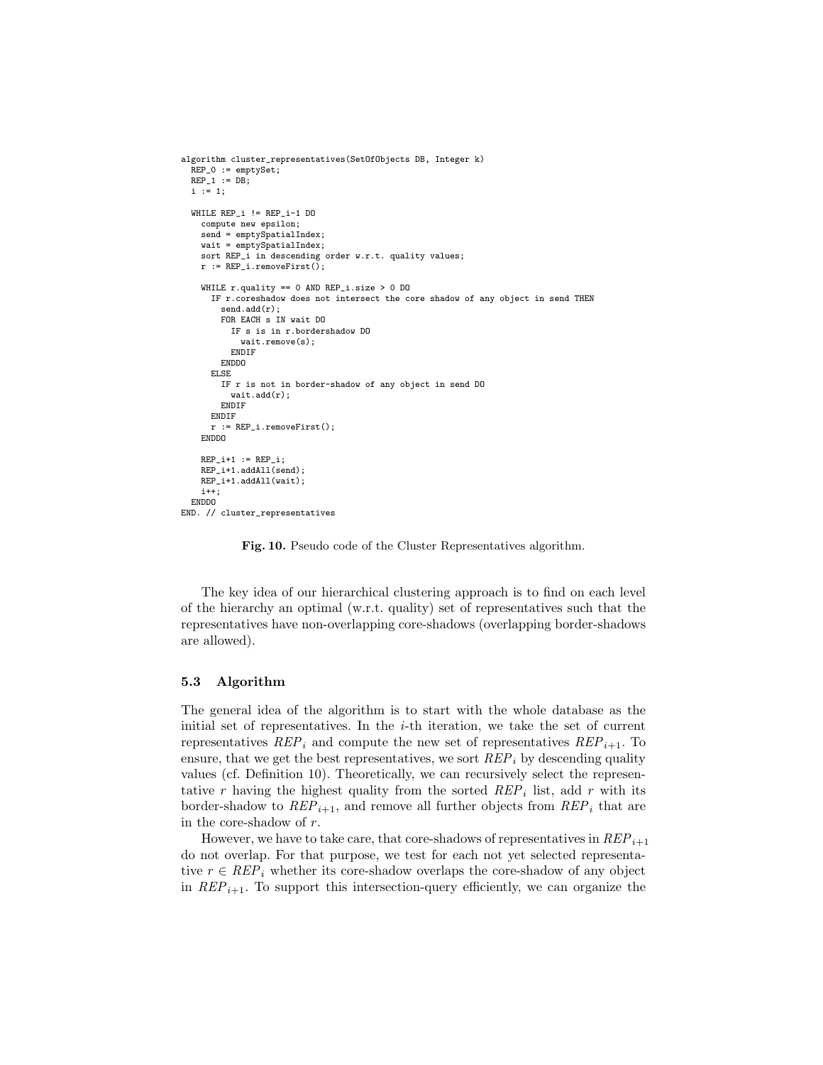```
algorithm cluster_representatives(SetOfObjects DB, Integer k)
  REP_0 := emptySet;
  REP_1 := DB;
  i := 1;

  WHILE REP_i != REP_i-1 DO
    compute new epsilon;
    send = emptySpatialIndex;
    wait = emptySpatialIndex;
    sort REP_i in descending order w.r.t. quality values;
    r := REP_i.removeFirst();

    WHILE r.quality == 0 AND REP_i.size > 0 DO
      IF r.coreshadow does not intersect the core shadow of any object in send THEN
        send.add(r);
        FOR EACH s IN wait DO
          IF s is in r.bordershadow DO
            wait.remove(s);
          ENDIF
        ENDDO
      ELSE
        IF r is not in border-shadow of any object in send DO
          wait.add(r);
        ENDIF
      ENDIF
      r := REP_i.removeFirst();
    ENDDO

    REP_i+1 := REP_i;
    REP_i+1.addAll(send);
    REP_i+1.addAll(wait);
    i++;
  ENDDO
END. // cluster_representatives
```

**Fig. 10.** Pseudo code of the Cluster Representatives algorithm.

The key idea of our hierarchical clustering approach is to find on each level of the hierarchy an optimal (w.r.t. quality) set of representatives such that the representatives have non-overlapping core-shadows (overlapping border-shadows are allowed).

### 5.3 Algorithm

The general idea of the algorithm is to start with the whole database as the initial set of representatives. In the $i$-th iteration, we take the set of current representatives $REP_i$ and compute the new set of representatives $REP_{i+1}$. To ensure, that we get the best representatives, we sort $REP_i$ by descending quality values (cf. Definition 10). Theoretically, we can recursively select the representative $r$ having the highest quality from the sorted $REP_i$ list, add $r$ with its border-shadow to $REP_{i+1}$, and remove all further objects from $REP_i$ that are in the core-shadow of $r$.

However, we have to take care, that core-shadows of representatives in $REP_{i+1}$ do not overlap. For that purpose, we test for each not yet selected representative $r \in REP_i$ whether its core-shadow overlaps the core-shadow of any object in $REP_{i+1}$. To support this intersection-query efficiently, we can organize the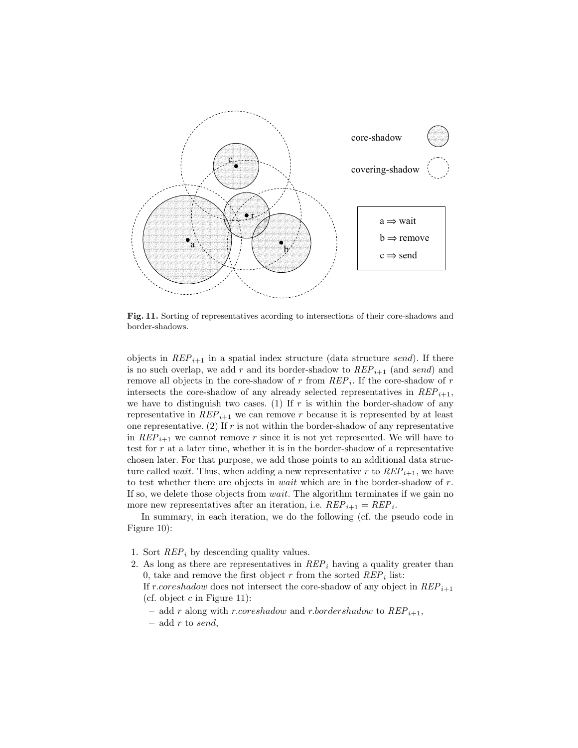**Fig. 11.** Sorting of representatives acording to intersections of their core-shadows and border-shadows.

objects in $REP_{i+1}$ in a spatial index structure (data structure *send*). If there is no such overlap, we add $r$ and its border-shadow to $REP_{i+1}$ (and *send*) and remove all objects in the core-shadow of $r$ from $REP_i$. If the core-shadow of $r$ intersects the core-shadow of any already selected representatives in $REP_{i+1}$, we have to distinguish two cases. (1) If $r$ is within the border-shadow of any representative in $REP_{i+1}$ we can remove $r$ because it is represented by at least one representative. (2) If $r$ is not within the border-shadow of any representative in $REP_{i+1}$ we cannot remove $r$ since it is not yet represented. We will have to test for $r$ at a later time, whether it is in the border-shadow of a representative chosen later. For that purpose, we add those points to an additional data structure called *wait*. Thus, when adding a new representative $r$ to $REP_{i+1}$, we have to test whether there are objects in *wait* which are in the border-shadow of $r$. If so, we delete those objects from *wait*. The algorithm terminates if we gain no more new representatives after an iteration, i.e. $REP_{i+1} = REP_i$.

In summary, in each iteration, we do the following (cf. the pseudo code in Figure 10):

1. Sort $REP_i$ by descending quality values.
2. As long as there are representatives in $REP_i$ having a quality greater than 0, take and remove the first object $r$ from the sorted $REP_i$ list:
   If *r.coreshadow* does not intersect the core-shadow of any object in $REP_{i+1}$ (cf. object $c$ in Figure 11):
   - add $r$ along with *r.coreshadow* and *r.bordershadow* to $REP_{i+1}$,
   - add $r$ to *send*,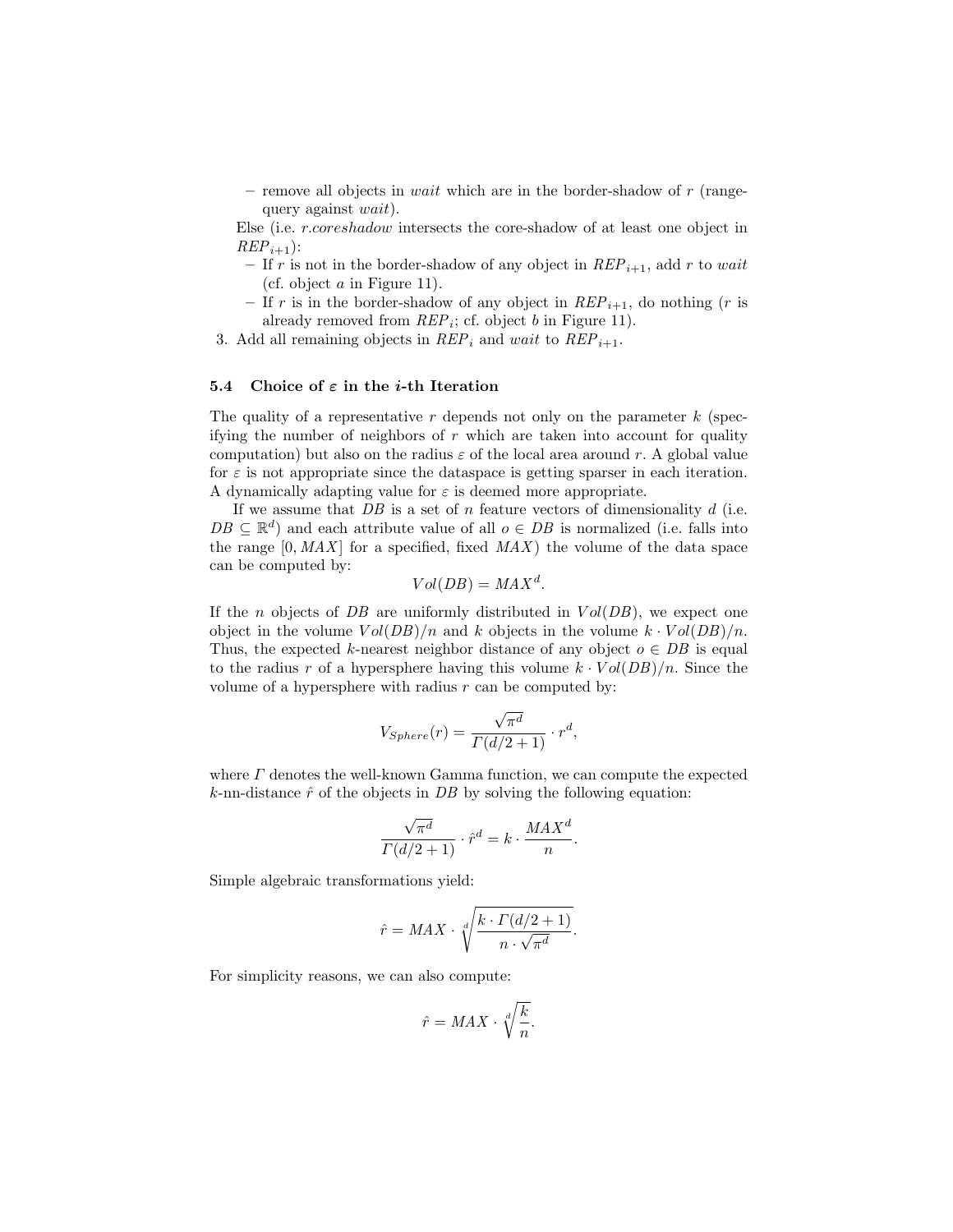- remove all objects in *wait* which are in the border-shadow of $r$ (range-query against *wait*).

  Else (i.e. *r.coreshadow* intersects the core-shadow of at least one object in $REP_{i+1}$):

  - If $r$ is not in the border-shadow of any object in $REP_{i+1}$, add $r$ to *wait* (cf. object $a$ in Figure 11).
  - If $r$ is in the border-shadow of any object in $REP_{i+1}$, do nothing ($r$ is already removed from $REP_i$; cf. object $b$ in Figure 11).

3. Add all remaining objects in $REP_i$ and *wait* to $REP_{i+1}$.

### 5.4 Choice of $\varepsilon$ in the $i$-th Iteration

The quality of a representative $r$ depends not only on the parameter $k$ (specifying the number of neighbors of $r$ which are taken into account for quality computation) but also on the radius $\varepsilon$ of the local area around $r$. A global value for $\varepsilon$ is not appropriate since the dataspace is getting sparser in each iteration. A dynamically adapting value for $\varepsilon$ is deemed more appropriate.

If we assume that $DB$ is a set of $n$ feature vectors of dimensionality $d$ (i.e. $DB \subseteq \mathbb{R}^d$) and each attribute value of all $o \in DB$ is normalized (i.e. falls into the range $[0, MAX]$ for a specified, fixed $MAX$) the volume of the data space can be computed by:

$$Vol(DB) = MAX^d.$$

If the $n$ objects of $DB$ are uniformly distributed in $Vol(DB)$, we expect one object in the volume $Vol(DB)/n$ and $k$ objects in the volume $k \cdot Vol(DB)/n$. Thus, the expected $k$-nearest neighbor distance of any object $o \in DB$ is equal to the radius $r$ of a hypersphere having this volume $k \cdot Vol(DB)/n$. Since the volume of a hypersphere with radius $r$ can be computed by:

$$V_{Sphere}(r) = \frac{\sqrt{\pi^d}}{\Gamma(d/2+1)} \cdot r^d,$$

where $\Gamma$ denotes the well-known Gamma function, we can compute the expected $k$-nn-distance $\hat{r}$ of the objects in $DB$ by solving the following equation:

$$\frac{\sqrt{\pi^d}}{\Gamma(d/2+1)} \cdot \hat{r}^d = k \cdot \frac{MAX^d}{n}.$$

Simple algebraic transformations yield:

$$\hat{r} = MAX \cdot \sqrt[d]{\frac{k \cdot \Gamma(d/2+1)}{n \cdot \sqrt{\pi^d}}}.$$

For simplicity reasons, we can also compute:

$$\hat{r} = MAX \cdot \sqrt[d]{\frac{k}{n}}.$$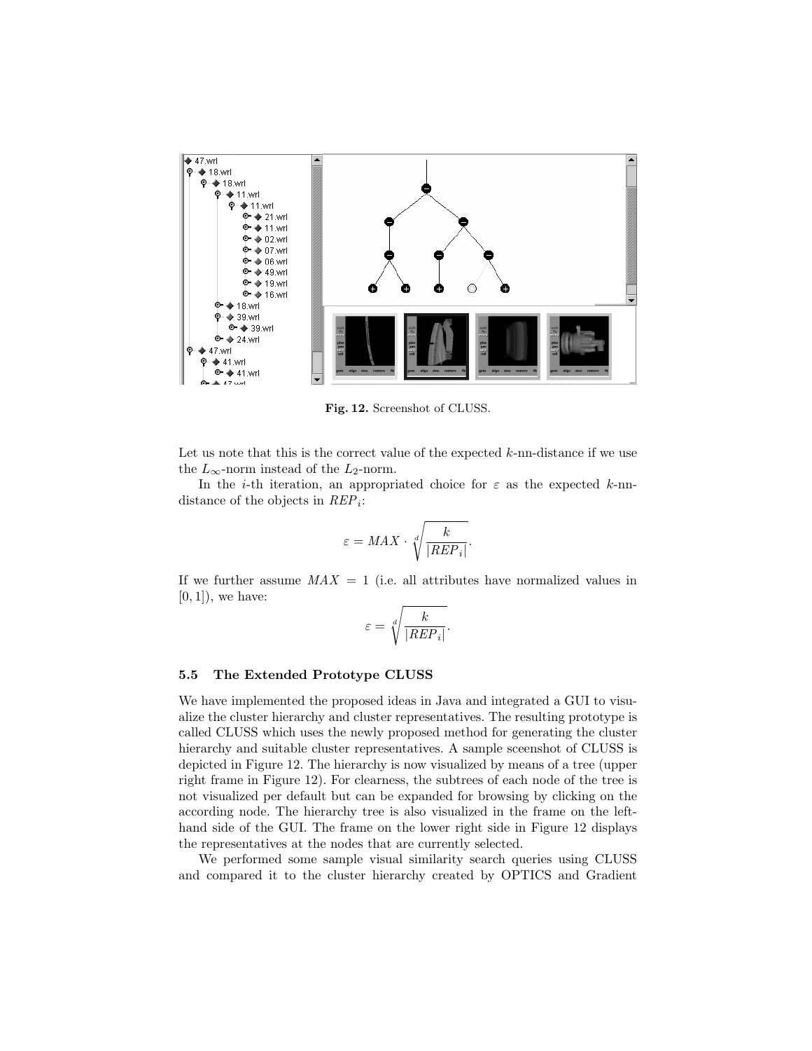Fig. 12. Screenshot of CLUSS.

Let us note that this is the correct value of the expected $k$-nn-distance if we use the $L_\infty$-norm instead of the $L_2$-norm.

In the $i$-th iteration, an appropriated choice for $\varepsilon$ as the expected $k$-nn-distance of the objects in $REP_i$:

$$\varepsilon = MAX \cdot \sqrt[d]{\frac{k}{|REP_i|}}.$$

If we further assume $MAX = 1$ (i.e. all attributes have normalized values in $[0, 1]$), we have:

$$\varepsilon = \sqrt[d]{\frac{k}{|REP_i|}}.$$

### 5.5 The Extended Prototype CLUSS

We have implemented the proposed ideas in Java and integrated a GUI to visualize the cluster hierarchy and cluster representatives. The resulting prototype is called CLUSS which uses the newly proposed method for generating the cluster hierarchy and suitable cluster representatives. A sample sceenshot of CLUSS is depicted in Figure 12. The hierarchy is now visualized by means of a tree (upper right frame in Figure 12). For clearness, the subtrees of each node of the tree is not visualized per default but can be expanded for browsing by clicking on the according node. The hierarchy tree is also visualized in the frame on the left-hand side of the GUI. The frame on the lower right side in Figure 12 displays the representatives at the nodes that are currently selected.

We performed some sample visual similarity search queries using CLUSS and compared it to the cluster hierarchy created by OPTICS and Gradient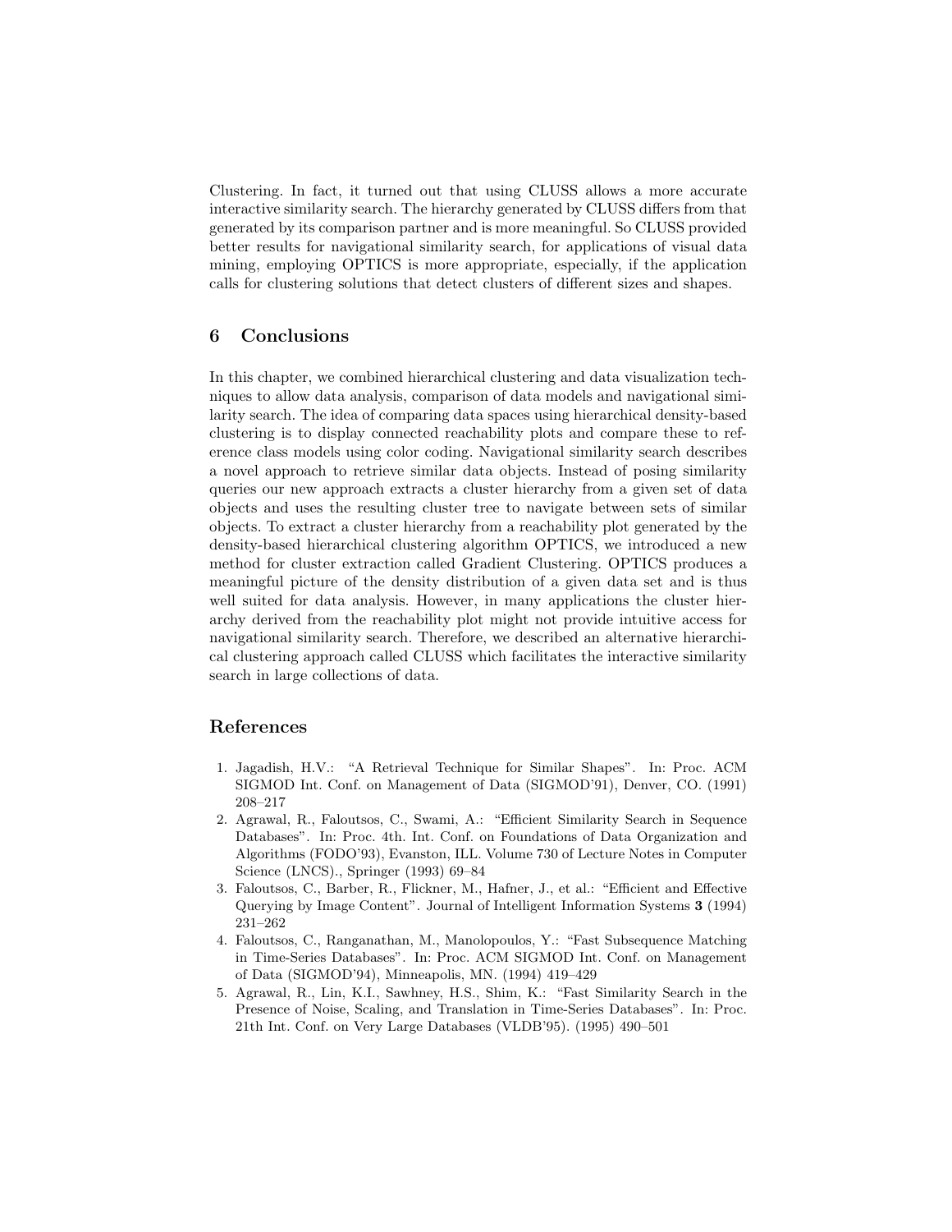Clustering. In fact, it turned out that using CLUSS allows a more accurate interactive similarity search. The hierarchy generated by CLUSS differs from that generated by its comparison partner and is more meaningful. So CLUSS provided better results for navigational similarity search, for applications of visual data mining, employing OPTICS is more appropriate, especially, if the application calls for clustering solutions that detect clusters of different sizes and shapes.

## 6 Conclusions

In this chapter, we combined hierarchical clustering and data visualization techniques to allow data analysis, comparison of data models and navigational similarity search. The idea of comparing data spaces using hierarchical density-based clustering is to display connected reachability plots and compare these to reference class models using color coding. Navigational similarity search describes a novel approach to retrieve similar data objects. Instead of posing similarity queries our new approach extracts a cluster hierarchy from a given set of data objects and uses the resulting cluster tree to navigate between sets of similar objects. To extract a cluster hierarchy from a reachability plot generated by the density-based hierarchical clustering algorithm OPTICS, we introduced a new method for cluster extraction called Gradient Clustering. OPTICS produces a meaningful picture of the density distribution of a given data set and is thus well suited for data analysis. However, in many applications the cluster hierarchy derived from the reachability plot might not provide intuitive access for navigational similarity search. Therefore, we described an alternative hierarchical clustering approach called CLUSS which facilitates the interactive similarity search in large collections of data.

## References

1. Jagadish, H.V.: "A Retrieval Technique for Similar Shapes". In: Proc. ACM SIGMOD Int. Conf. on Management of Data (SIGMOD'91), Denver, CO. (1991) 208–217
2. Agrawal, R., Faloutsos, C., Swami, A.: "Efficient Similarity Search in Sequence Databases". In: Proc. 4th. Int. Conf. on Foundations of Data Organization and Algorithms (FODO'93), Evanston, ILL. Volume 730 of Lecture Notes in Computer Science (LNCS)., Springer (1993) 69–84
3. Faloutsos, C., Barber, R., Flickner, M., Hafner, J., et al.: "Efficient and Effective Querying by Image Content". Journal of Intelligent Information Systems **3** (1994) 231–262
4. Faloutsos, C., Ranganathan, M., Manolopoulos, Y.: "Fast Subsequence Matching in Time-Series Databases". In: Proc. ACM SIGMOD Int. Conf. on Management of Data (SIGMOD'94), Minneapolis, MN. (1994) 419–429
5. Agrawal, R., Lin, K.I., Sawhney, H.S., Shim, K.: "Fast Similarity Search in the Presence of Noise, Scaling, and Translation in Time-Series Databases". In: Proc. 21th Int. Conf. on Very Large Databases (VLDB'95). (1995) 490–501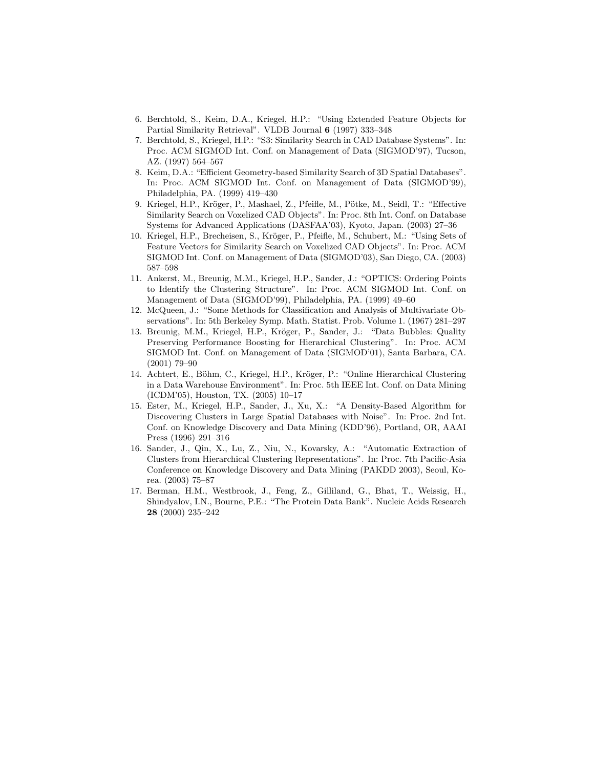6. Berchtold, S., Keim, D.A., Kriegel, H.P.: "Using Extended Feature Objects for Partial Similarity Retrieval". VLDB Journal **6** (1997) 333–348
7. Berchtold, S., Kriegel, H.P.: "S3: Similarity Search in CAD Database Systems". In: Proc. ACM SIGMOD Int. Conf. on Management of Data (SIGMOD'97), Tucson, AZ. (1997) 564–567
8. Keim, D.A.: "Efficient Geometry-based Similarity Search of 3D Spatial Databases". In: Proc. ACM SIGMOD Int. Conf. on Management of Data (SIGMOD'99), Philadelphia, PA. (1999) 419–430
9. Kriegel, H.P., Kröger, P., Mashael, Z., Pfeifle, M., Pötke, M., Seidl, T.: "Effective Similarity Search on Voxelized CAD Objects". In: Proc. 8th Int. Conf. on Database Systems for Advanced Applications (DASFAA'03), Kyoto, Japan. (2003) 27–36
10. Kriegel, H.P., Brecheisen, S., Kröger, P., Pfeifle, M., Schubert, M.: "Using Sets of Feature Vectors for Similarity Search on Voxelized CAD Objects". In: Proc. ACM SIGMOD Int. Conf. on Management of Data (SIGMOD'03), San Diego, CA. (2003) 587–598
11. Ankerst, M., Breunig, M.M., Kriegel, H.P., Sander, J.: "OPTICS: Ordering Points to Identify the Clustering Structure". In: Proc. ACM SIGMOD Int. Conf. on Management of Data (SIGMOD'99), Philadelphia, PA. (1999) 49–60
12. McQueen, J.: "Some Methods for Classification and Analysis of Multivariate Observations". In: 5th Berkeley Symp. Math. Statist. Prob. Volume 1. (1967) 281–297
13. Breunig, M.M., Kriegel, H.P., Kröger, P., Sander, J.: "Data Bubbles: Quality Preserving Performance Boosting for Hierarchical Clustering". In: Proc. ACM SIGMOD Int. Conf. on Management of Data (SIGMOD'01), Santa Barbara, CA. (2001) 79–90
14. Achtert, E., Böhm, C., Kriegel, H.P., Kröger, P.: "Online Hierarchical Clustering in a Data Warehouse Environment". In: Proc. 5th IEEE Int. Conf. on Data Mining (ICDM'05), Houston, TX. (2005) 10–17
15. Ester, M., Kriegel, H.P., Sander, J., Xu, X.: "A Density-Based Algorithm for Discovering Clusters in Large Spatial Databases with Noise". In: Proc. 2nd Int. Conf. on Knowledge Discovery and Data Mining (KDD'96), Portland, OR, AAAI Press (1996) 291–316
16. Sander, J., Qin, X., Lu, Z., Niu, N., Kovarsky, A.: "Automatic Extraction of Clusters from Hierarchical Clustering Representations". In: Proc. 7th Pacific-Asia Conference on Knowledge Discovery and Data Mining (PAKDD 2003), Seoul, Korea. (2003) 75–87
17. Berman, H.M., Westbrook, J., Feng, Z., Gilliland, G., Bhat, T., Weissig, H., Shindyalov, I.N., Bourne, P.E.: "The Protein Data Bank". Nucleic Acids Research **28** (2000) 235–242